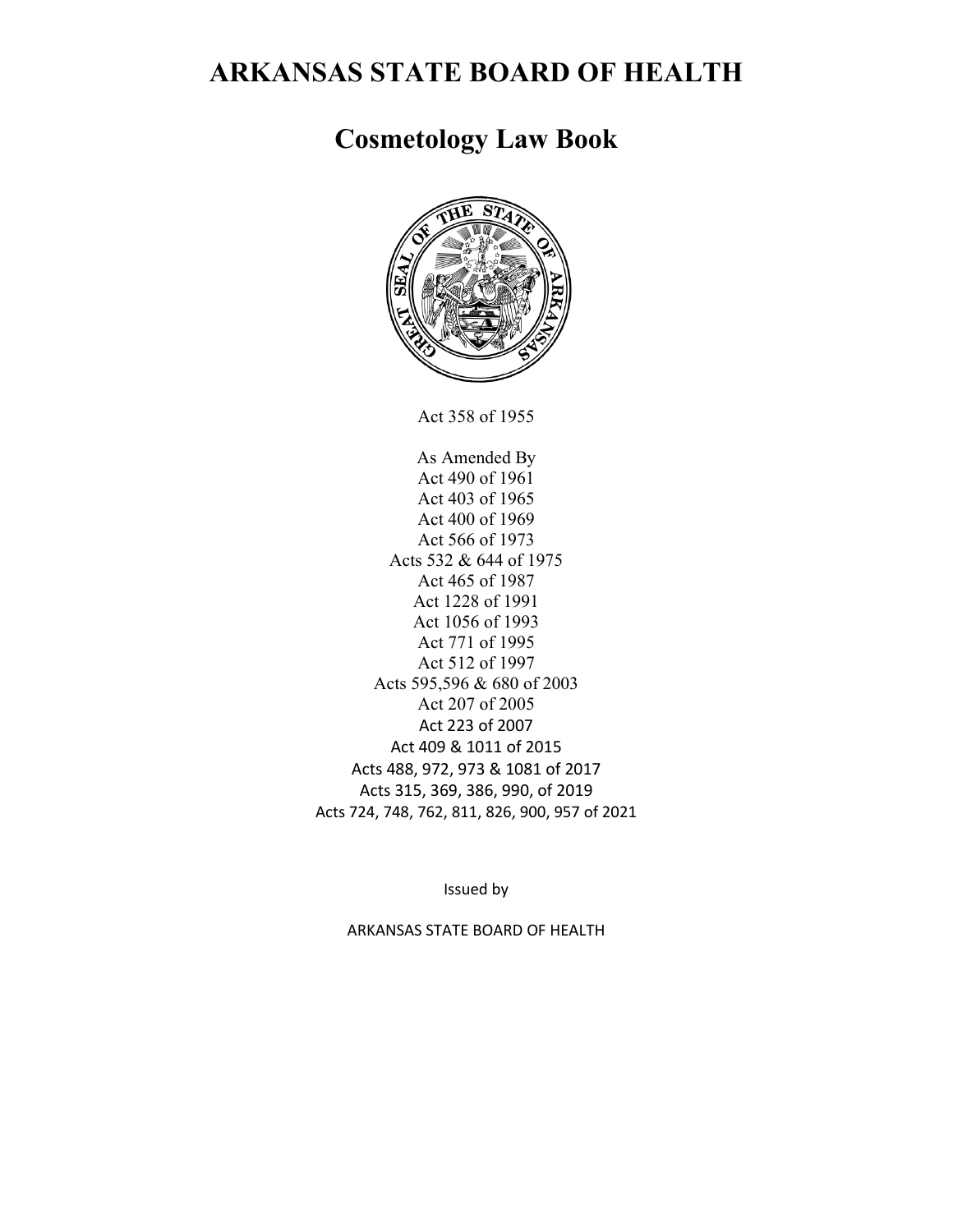# ARKANSAS STATE BOARD OF HEALTH

# Cosmetology Law Book

Act 358 of 1955

As Amended By
Act 490 of 1961
Act 403 of 1965
Act 400 of 1969
Act 566 of 1973
Acts 532 & 644 of 1975
Act 465 of 1987
Act 1228 of 1991
Act 1056 of 1993
Act 771 of 1995
Act 512 of 1997
Acts 595,596 & 680 of 2003
Act 207 of 2005
Act 223 of 2007
Act 409 & 1011 of 2015
Acts 488, 972, 973 & 1081 of 2017
Acts 315, 369, 386, 990, of 2019
Acts 724, 748, 762, 811, 826, 900, 957 of 2021

Issued by

ARKANSAS STATE BOARD OF HEALTH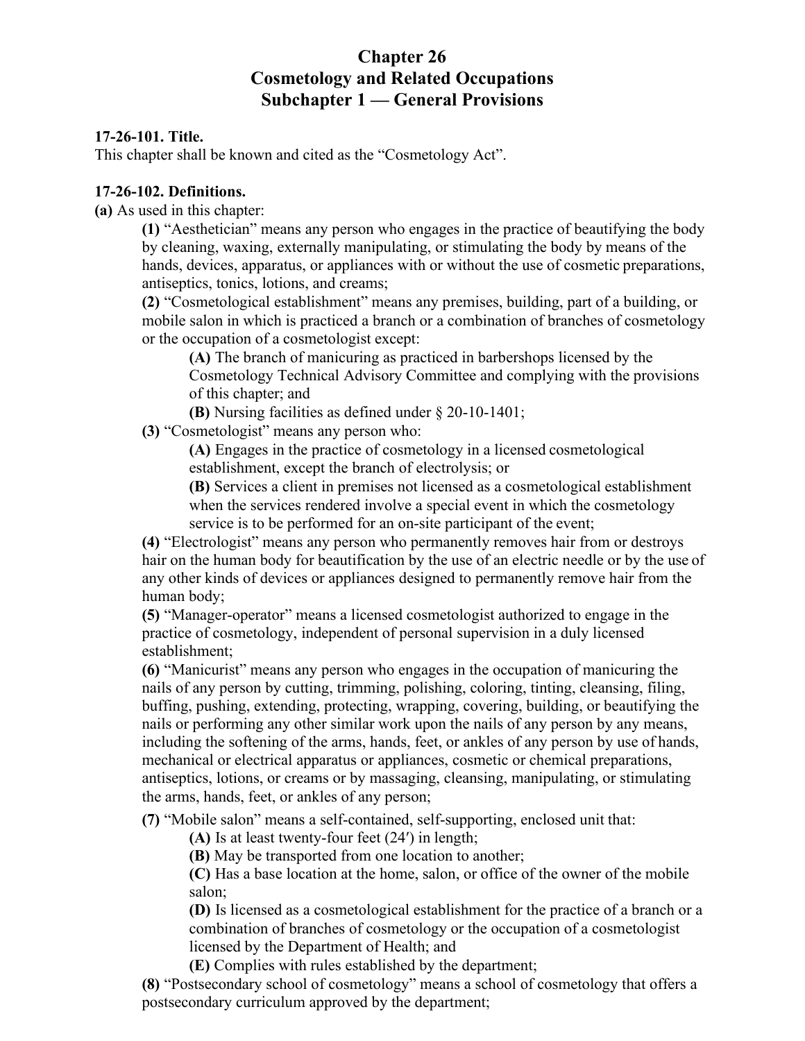# Chapter 26
# Cosmetology and Related Occupations
## Subchapter 1 — General Provisions

**17-26-101. Title.**
This chapter shall be known and cited as the "Cosmetology Act".

**17-26-102. Definitions.**
**(a)** As used in this chapter:

> **(1)** "Aesthetician" means any person who engages in the practice of beautifying the body by cleaning, waxing, externally manipulating, or stimulating the body by means of the hands, devices, apparatus, or appliances with or without the use of cosmetic preparations, antiseptics, tonics, lotions, and creams;
>
> **(2)** "Cosmetological establishment" means any premises, building, part of a building, or mobile salon in which is practiced a branch or a combination of branches of cosmetology or the occupation of a cosmetologist except:
>
> > **(A)** The branch of manicuring as practiced in barbershops licensed by the Cosmetology Technical Advisory Committee and complying with the provisions of this chapter; and
> >
> > **(B)** Nursing facilities as defined under § 20-10-1401;
>
> **(3)** "Cosmetologist" means any person who:
>
> > **(A)** Engages in the practice of cosmetology in a licensed cosmetological establishment, except the branch of electrolysis; or
> >
> > **(B)** Services a client in premises not licensed as a cosmetological establishment when the services rendered involve a special event in which the cosmetology service is to be performed for an on-site participant of the event;
>
> **(4)** "Electrologist" means any person who permanently removes hair from or destroys hair on the human body for beautification by the use of an electric needle or by the use of any other kinds of devices or appliances designed to permanently remove hair from the human body;
>
> **(5)** "Manager-operator" means a licensed cosmetologist authorized to engage in the practice of cosmetology, independent of personal supervision in a duly licensed establishment;
>
> **(6)** "Manicurist" means any person who engages in the occupation of manicuring the nails of any person by cutting, trimming, polishing, coloring, tinting, cleansing, filing, buffing, pushing, extending, protecting, wrapping, covering, building, or beautifying the nails or performing any other similar work upon the nails of any person by any means, including the softening of the arms, hands, feet, or ankles of any person by use of hands, mechanical or electrical apparatus or appliances, cosmetic or chemical preparations, antiseptics, lotions, or creams or by massaging, cleansing, manipulating, or stimulating the arms, hands, feet, or ankles of any person;
>
> **(7)** "Mobile salon" means a self-contained, self-supporting, enclosed unit that:
>
> > **(A)** Is at least twenty-four feet (24′) in length;
> >
> > **(B)** May be transported from one location to another;
> >
> > **(C)** Has a base location at the home, salon, or office of the owner of the mobile salon;
> >
> > **(D)** Is licensed as a cosmetological establishment for the practice of a branch or a combination of branches of cosmetology or the occupation of a cosmetologist licensed by the Department of Health; and
> >
> > **(E)** Complies with rules established by the department;
>
> **(8)** "Postsecondary school of cosmetology" means a school of cosmetology that offers a postsecondary curriculum approved by the department;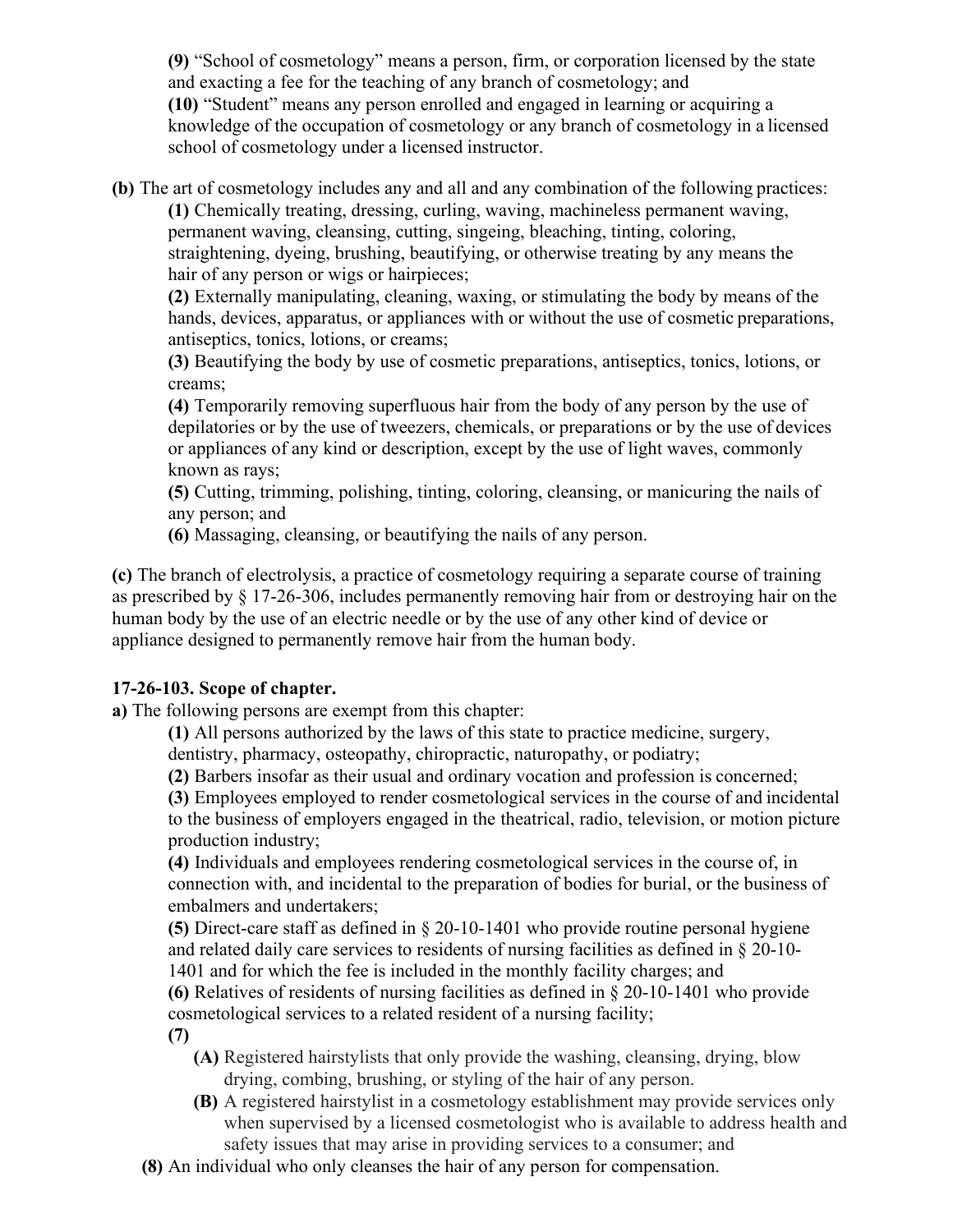**(9)** "School of cosmetology" means a person, firm, or corporation licensed by the state and exacting a fee for the teaching of any branch of cosmetology; and

**(10)** "Student" means any person enrolled and engaged in learning or acquiring a knowledge of the occupation of cosmetology or any branch of cosmetology in a licensed school of cosmetology under a licensed instructor.

**(b)** The art of cosmetology includes any and all and any combination of the following practices:

**(1)** Chemically treating, dressing, curling, waving, machineless permanent waving, permanent waving, cleansing, cutting, singeing, bleaching, tinting, coloring, straightening, dyeing, brushing, beautifying, or otherwise treating by any means the hair of any person or wigs or hairpieces;

**(2)** Externally manipulating, cleaning, waxing, or stimulating the body by means of the hands, devices, apparatus, or appliances with or without the use of cosmetic preparations, antiseptics, tonics, lotions, or creams;

**(3)** Beautifying the body by use of cosmetic preparations, antiseptics, tonics, lotions, or creams;

**(4)** Temporarily removing superfluous hair from the body of any person by the use of depilatories or by the use of tweezers, chemicals, or preparations or by the use of devices or appliances of any kind or description, except by the use of light waves, commonly known as rays;

**(5)** Cutting, trimming, polishing, tinting, coloring, cleansing, or manicuring the nails of any person; and

**(6)** Massaging, cleansing, or beautifying the nails of any person.

**(c)** The branch of electrolysis, a practice of cosmetology requiring a separate course of training as prescribed by § 17-26-306, includes permanently removing hair from or destroying hair on the human body by the use of an electric needle or by the use of any other kind of device or appliance designed to permanently remove hair from the human body.

**17-26-103. Scope of chapter.**

**a)** The following persons are exempt from this chapter:

**(1)** All persons authorized by the laws of this state to practice medicine, surgery, dentistry, pharmacy, osteopathy, chiropractic, naturopathy, or podiatry;

**(2)** Barbers insofar as their usual and ordinary vocation and profession is concerned;

**(3)** Employees employed to render cosmetological services in the course of and incidental to the business of employers engaged in the theatrical, radio, television, or motion picture production industry;

**(4)** Individuals and employees rendering cosmetological services in the course of, in connection with, and incidental to the preparation of bodies for burial, or the business of embalmers and undertakers;

**(5)** Direct-care staff as defined in § 20-10-1401 who provide routine personal hygiene and related daily care services to residents of nursing facilities as defined in § 20-10-1401 and for which the fee is included in the monthly facility charges; and

**(6)** Relatives of residents of nursing facilities as defined in § 20-10-1401 who provide cosmetological services to a related resident of a nursing facility;

**(7)**

**(A)** Registered hairstylists that only provide the washing, cleansing, drying, blow drying, combing, brushing, or styling of the hair of any person.

**(B)** A registered hairstylist in a cosmetology establishment may provide services only when supervised by a licensed cosmetologist who is available to address health and safety issues that may arise in providing services to a consumer; and

**(8)** An individual who only cleanses the hair of any person for compensation.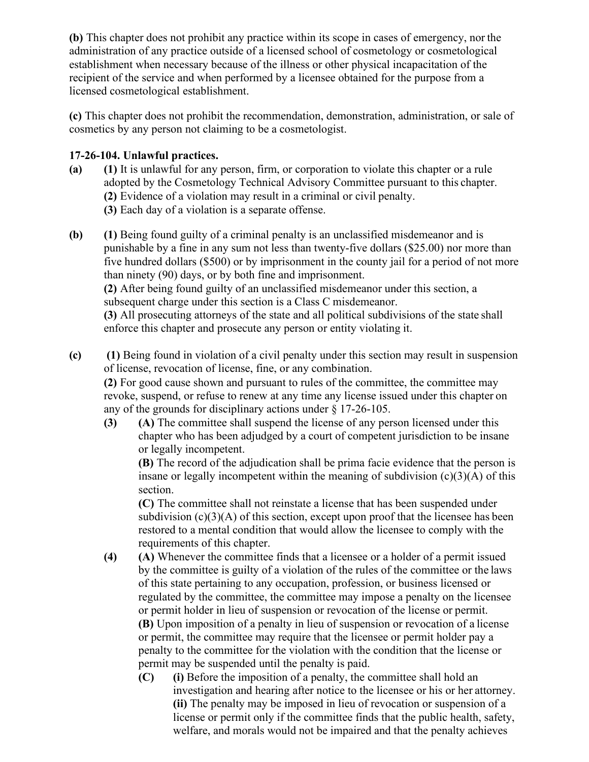**(b)** This chapter does not prohibit any practice within its scope in cases of emergency, nor the administration of any practice outside of a licensed school of cosmetology or cosmetological establishment when necessary because of the illness or other physical incapacitation of the recipient of the service and when performed by a licensee obtained for the purpose from a licensed cosmetological establishment.

**(c)** This chapter does not prohibit the recommendation, demonstration, administration, or sale of cosmetics by any person not claiming to be a cosmetologist.

**17-26-104. Unlawful practices.**

**(a)** **(1)** It is unlawful for any person, firm, or corporation to violate this chapter or a rule adopted by the Cosmetology Technical Advisory Committee pursuant to this chapter.
**(2)** Evidence of a violation may result in a criminal or civil penalty.
**(3)** Each day of a violation is a separate offense.

**(b)** **(1)** Being found guilty of a criminal penalty is an unclassified misdemeanor and is punishable by a fine in any sum not less than twenty-five dollars ($25.00) nor more than five hundred dollars ($500) or by imprisonment in the county jail for a period of not more than ninety (90) days, or by both fine and imprisonment.
**(2)** After being found guilty of an unclassified misdemeanor under this section, a subsequent charge under this section is a Class C misdemeanor.
**(3)** All prosecuting attorneys of the state and all political subdivisions of the state shall enforce this chapter and prosecute any person or entity violating it.

**(c)** **(1)** Being found in violation of a civil penalty under this section may result in suspension of license, revocation of license, fine, or any combination.
**(2)** For good cause shown and pursuant to rules of the committee, the committee may revoke, suspend, or refuse to renew at any time any license issued under this chapter on any of the grounds for disciplinary actions under § 17-26-105.
**(3)** **(A)** The committee shall suspend the license of any person licensed under this chapter who has been adjudged by a court of competent jurisdiction to be insane or legally incompetent.
**(B)** The record of the adjudication shall be prima facie evidence that the person is insane or legally incompetent within the meaning of subdivision (c)(3)(A) of this section.
**(C)** The committee shall not reinstate a license that has been suspended under subdivision (c)(3)(A) of this section, except upon proof that the licensee has been restored to a mental condition that would allow the licensee to comply with the requirements of this chapter.
**(4)** **(A)** Whenever the committee finds that a licensee or a holder of a permit issued by the committee is guilty of a violation of the rules of the committee or the laws of this state pertaining to any occupation, profession, or business licensed or regulated by the committee, the committee may impose a penalty on the licensee or permit holder in lieu of suspension or revocation of the license or permit.
**(B)** Upon imposition of a penalty in lieu of suspension or revocation of a license or permit, the committee may require that the licensee or permit holder pay a penalty to the committee for the violation with the condition that the license or permit may be suspended until the penalty is paid.
**(C)** **(i)** Before the imposition of a penalty, the committee shall hold an investigation and hearing after notice to the licensee or his or her attorney.
**(ii)** The penalty may be imposed in lieu of revocation or suspension of a license or permit only if the committee finds that the public health, safety, welfare, and morals would not be impaired and that the penalty achieves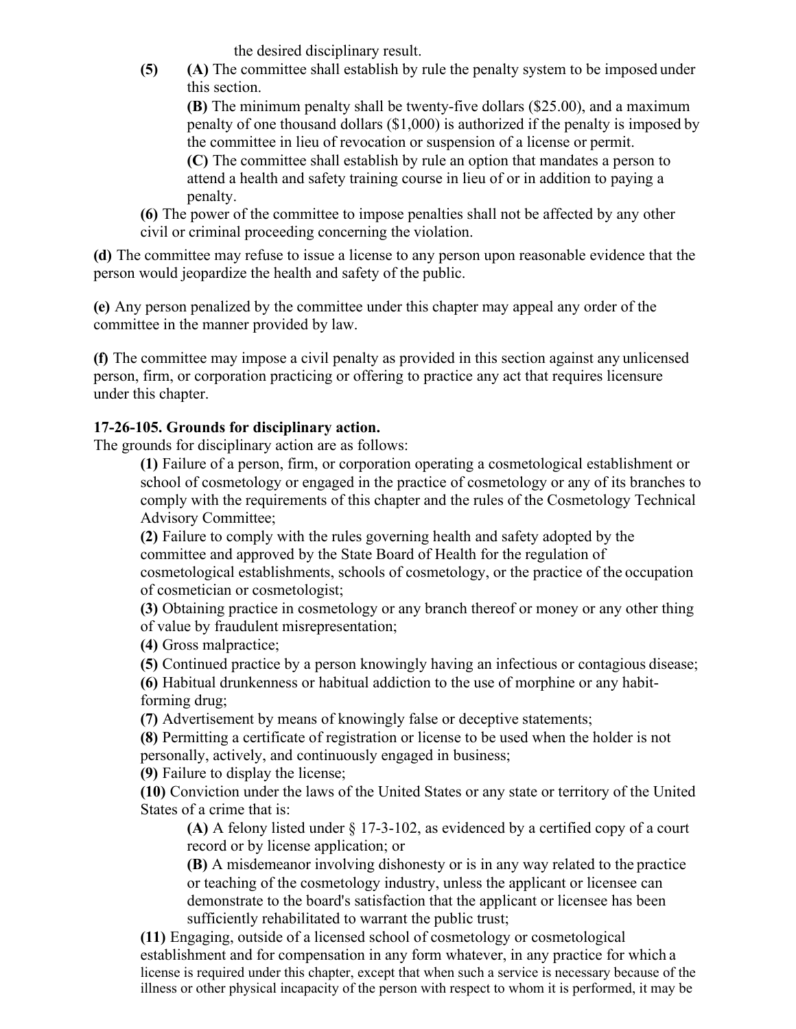the desired disciplinary result.

**(5)** **(A)** The committee shall establish by rule the penalty system to be imposed under this section.

**(B)** The minimum penalty shall be twenty-five dollars ($25.00), and a maximum penalty of one thousand dollars ($1,000) is authorized if the penalty is imposed by the committee in lieu of revocation or suspension of a license or permit.

**(C)** The committee shall establish by rule an option that mandates a person to attend a health and safety training course in lieu of or in addition to paying a penalty.

**(6)** The power of the committee to impose penalties shall not be affected by any other civil or criminal proceeding concerning the violation.

**(d)** The committee may refuse to issue a license to any person upon reasonable evidence that the person would jeopardize the health and safety of the public.

**(e)** Any person penalized by the committee under this chapter may appeal any order of the committee in the manner provided by law.

**(f)** The committee may impose a civil penalty as provided in this section against any unlicensed person, firm, or corporation practicing or offering to practice any act that requires licensure under this chapter.

**17-26-105. Grounds for disciplinary action.**

The grounds for disciplinary action are as follows:

**(1)** Failure of a person, firm, or corporation operating a cosmetological establishment or school of cosmetology or engaged in the practice of cosmetology or any of its branches to comply with the requirements of this chapter and the rules of the Cosmetology Technical Advisory Committee;

**(2)** Failure to comply with the rules governing health and safety adopted by the committee and approved by the State Board of Health for the regulation of cosmetological establishments, schools of cosmetology, or the practice of the occupation of cosmetician or cosmetologist;

**(3)** Obtaining practice in cosmetology or any branch thereof or money or any other thing of value by fraudulent misrepresentation;

**(4)** Gross malpractice;

**(5)** Continued practice by a person knowingly having an infectious or contagious disease;

**(6)** Habitual drunkenness or habitual addiction to the use of morphine or any habit-forming drug;

**(7)** Advertisement by means of knowingly false or deceptive statements;

**(8)** Permitting a certificate of registration or license to be used when the holder is not personally, actively, and continuously engaged in business;

**(9)** Failure to display the license;

**(10)** Conviction under the laws of the United States or any state or territory of the United States of a crime that is:

**(A)** A felony listed under § 17-3-102, as evidenced by a certified copy of a court record or by license application; or

**(B)** A misdemeanor involving dishonesty or is in any way related to the practice or teaching of the cosmetology industry, unless the applicant or licensee can demonstrate to the board's satisfaction that the applicant or licensee has been sufficiently rehabilitated to warrant the public trust;

**(11)** Engaging, outside of a licensed school of cosmetology or cosmetological establishment and for compensation in any form whatever, in any practice for which a license is required under this chapter, except that when such a service is necessary because of the illness or other physical incapacity of the person with respect to whom it is performed, it may be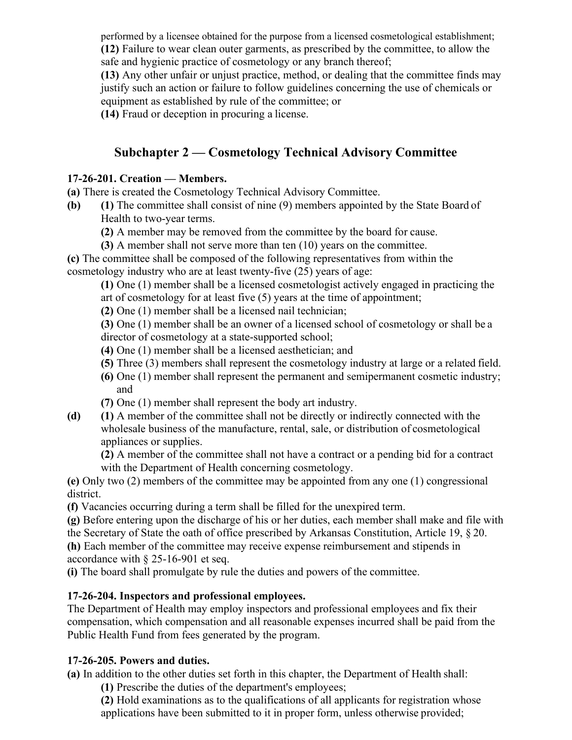performed by a licensee obtained for the purpose from a licensed cosmetological establishment;

**(12)** Failure to wear clean outer garments, as prescribed by the committee, to allow the safe and hygienic practice of cosmetology or any branch thereof;

**(13)** Any other unfair or unjust practice, method, or dealing that the committee finds may justify such an action or failure to follow guidelines concerning the use of chemicals or equipment as established by rule of the committee; or

**(14)** Fraud or deception in procuring a license.

## Subchapter 2 — Cosmetology Technical Advisory Committee

**17-26-201. Creation — Members.**

**(a)** There is created the Cosmetology Technical Advisory Committee.

**(b)** **(1)** The committee shall consist of nine (9) members appointed by the State Board of Health to two-year terms.

**(2)** A member may be removed from the committee by the board for cause.

**(3)** A member shall not serve more than ten (10) years on the committee.

**(c)** The committee shall be composed of the following representatives from within the cosmetology industry who are at least twenty-five (25) years of age:

**(1)** One (1) member shall be a licensed cosmetologist actively engaged in practicing the art of cosmetology for at least five (5) years at the time of appointment;

**(2)** One (1) member shall be a licensed nail technician;

**(3)** One (1) member shall be an owner of a licensed school of cosmetology or shall be a director of cosmetology at a state-supported school;

**(4)** One (1) member shall be a licensed aesthetician; and

**(5)** Three (3) members shall represent the cosmetology industry at large or a related field.

**(6)** One (1) member shall represent the permanent and semipermanent cosmetic industry; and

**(7)** One (1) member shall represent the body art industry.

**(d)** **(1)** A member of the committee shall not be directly or indirectly connected with the wholesale business of the manufacture, rental, sale, or distribution of cosmetological appliances or supplies.

**(2)** A member of the committee shall not have a contract or a pending bid for a contract with the Department of Health concerning cosmetology.

**(e)** Only two (2) members of the committee may be appointed from any one (1) congressional district.

**(f)** Vacancies occurring during a term shall be filled for the unexpired term.

**(g)** Before entering upon the discharge of his or her duties, each member shall make and file with the Secretary of State the oath of office prescribed by Arkansas Constitution, Article 19, § 20.

**(h)** Each member of the committee may receive expense reimbursement and stipends in accordance with § 25-16-901 et seq.

**(i)** The board shall promulgate by rule the duties and powers of the committee.

**17-26-204. Inspectors and professional employees.**

The Department of Health may employ inspectors and professional employees and fix their compensation, which compensation and all reasonable expenses incurred shall be paid from the Public Health Fund from fees generated by the program.

**17-26-205. Powers and duties.**

**(a)** In addition to the other duties set forth in this chapter, the Department of Health shall:

**(1)** Prescribe the duties of the department's employees;

**(2)** Hold examinations as to the qualifications of all applicants for registration whose applications have been submitted to it in proper form, unless otherwise provided;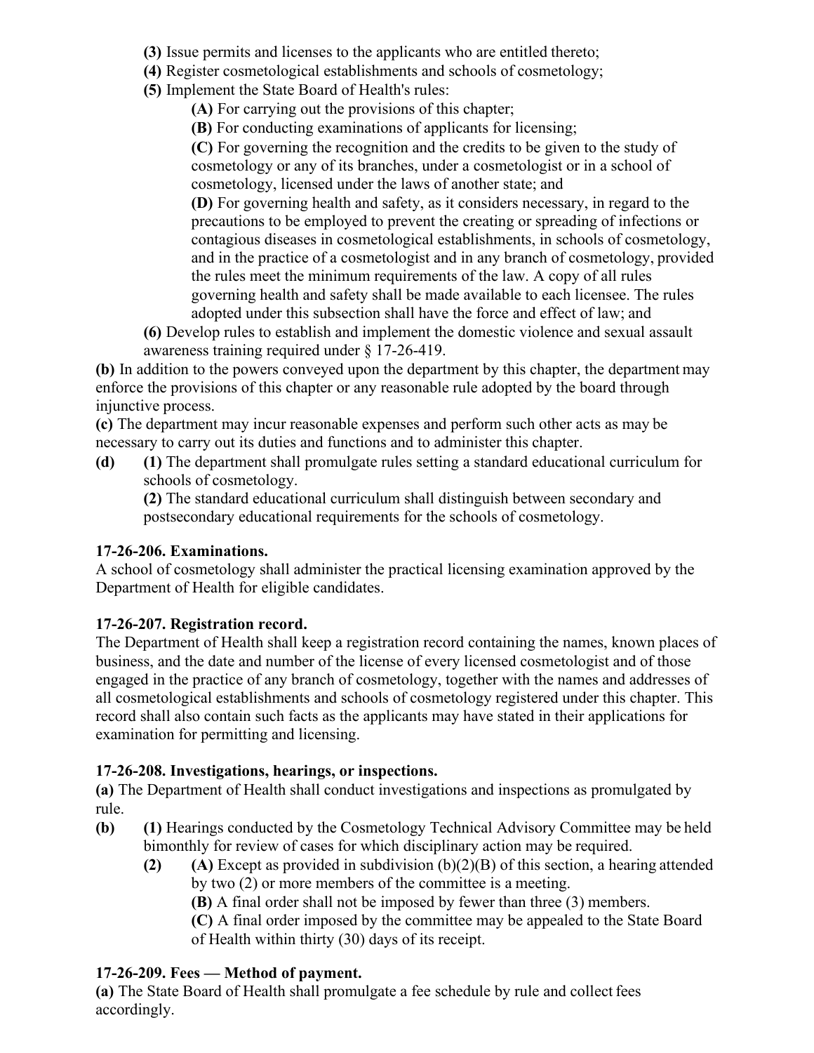**(3)** Issue permits and licenses to the applicants who are entitled thereto;

**(4)** Register cosmetological establishments and schools of cosmetology;

**(5)** Implement the State Board of Health's rules:

**(A)** For carrying out the provisions of this chapter;

**(B)** For conducting examinations of applicants for licensing;

**(C)** For governing the recognition and the credits to be given to the study of cosmetology or any of its branches, under a cosmetologist or in a school of cosmetology, licensed under the laws of another state; and

**(D)** For governing health and safety, as it considers necessary, in regard to the precautions to be employed to prevent the creating or spreading of infections or contagious diseases in cosmetological establishments, in schools of cosmetology, and in the practice of a cosmetologist and in any branch of cosmetology, provided the rules meet the minimum requirements of the law. A copy of all rules governing health and safety shall be made available to each licensee. The rules adopted under this subsection shall have the force and effect of law; and

**(6)** Develop rules to establish and implement the domestic violence and sexual assault awareness training required under § 17-26-419.

**(b)** In addition to the powers conveyed upon the department by this chapter, the department may enforce the provisions of this chapter or any reasonable rule adopted by the board through injunctive process.

**(c)** The department may incur reasonable expenses and perform such other acts as may be necessary to carry out its duties and functions and to administer this chapter.

**(d)** **(1)** The department shall promulgate rules setting a standard educational curriculum for schools of cosmetology.

**(2)** The standard educational curriculum shall distinguish between secondary and postsecondary educational requirements for the schools of cosmetology.

**17-26-206. Examinations.**

A school of cosmetology shall administer the practical licensing examination approved by the Department of Health for eligible candidates.

**17-26-207. Registration record.**

The Department of Health shall keep a registration record containing the names, known places of business, and the date and number of the license of every licensed cosmetologist and of those engaged in the practice of any branch of cosmetology, together with the names and addresses of all cosmetological establishments and schools of cosmetology registered under this chapter. This record shall also contain such facts as the applicants may have stated in their applications for examination for permitting and licensing.

**17-26-208. Investigations, hearings, or inspections.**

**(a)** The Department of Health shall conduct investigations and inspections as promulgated by rule.

**(b)** **(1)** Hearings conducted by the Cosmetology Technical Advisory Committee may be held bimonthly for review of cases for which disciplinary action may be required.

**(2)** **(A)** Except as provided in subdivision (b)(2)(B) of this section, a hearing attended by two (2) or more members of the committee is a meeting.

**(B)** A final order shall not be imposed by fewer than three (3) members.

**(C)** A final order imposed by the committee may be appealed to the State Board of Health within thirty (30) days of its receipt.

**17-26-209. Fees — Method of payment.**

**(a)** The State Board of Health shall promulgate a fee schedule by rule and collect fees accordingly.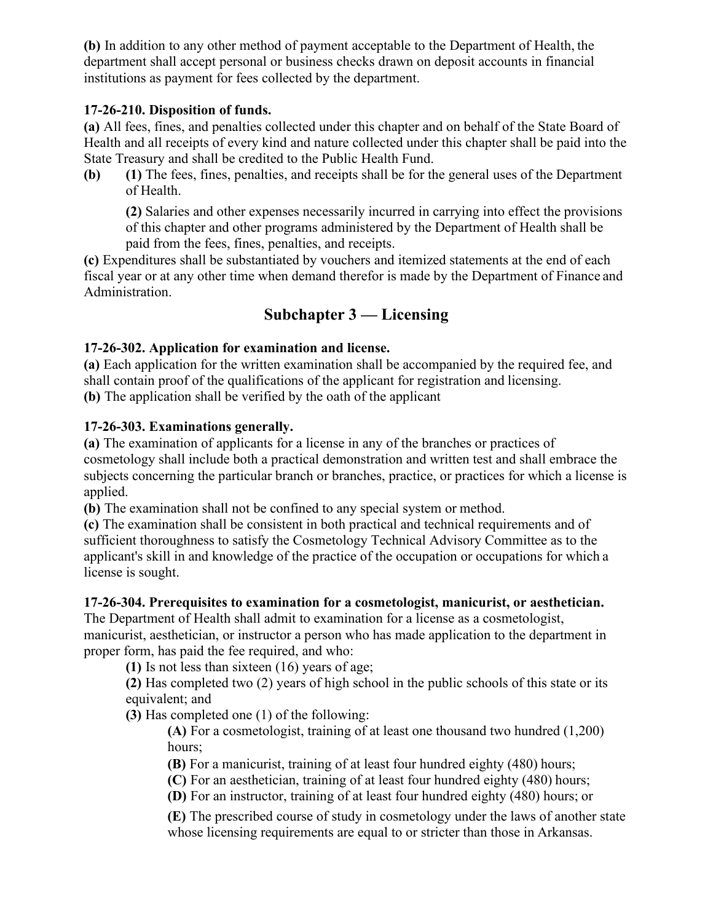**(b)** In addition to any other method of payment acceptable to the Department of Health, the department shall accept personal or business checks drawn on deposit accounts in financial institutions as payment for fees collected by the department.

**17-26-210. Disposition of funds.**

**(a)** All fees, fines, and penalties collected under this chapter and on behalf of the State Board of Health and all receipts of every kind and nature collected under this chapter shall be paid into the State Treasury and shall be credited to the Public Health Fund.

**(b)** **(1)** The fees, fines, penalties, and receipts shall be for the general uses of the Department of Health.

**(2)** Salaries and other expenses necessarily incurred in carrying into effect the provisions of this chapter and other programs administered by the Department of Health shall be paid from the fees, fines, penalties, and receipts.

**(c)** Expenditures shall be substantiated by vouchers and itemized statements at the end of each fiscal year or at any other time when demand therefor is made by the Department of Finance and Administration.

## Subchapter 3 — Licensing

**17-26-302. Application for examination and license.**

**(a)** Each application for the written examination shall be accompanied by the required fee, and shall contain proof of the qualifications of the applicant for registration and licensing.

**(b)** The application shall be verified by the oath of the applicant

**17-26-303. Examinations generally.**

**(a)** The examination of applicants for a license in any of the branches or practices of cosmetology shall include both a practical demonstration and written test and shall embrace the subjects concerning the particular branch or branches, practice, or practices for which a license is applied.

**(b)** The examination shall not be confined to any special system or method.

**(c)** The examination shall be consistent in both practical and technical requirements and of sufficient thoroughness to satisfy the Cosmetology Technical Advisory Committee as to the applicant's skill in and knowledge of the practice of the occupation or occupations for which a license is sought.

**17-26-304. Prerequisites to examination for a cosmetologist, manicurist, or aesthetician.**

The Department of Health shall admit to examination for a license as a cosmetologist, manicurist, aesthetician, or instructor a person who has made application to the department in proper form, has paid the fee required, and who:

**(1)** Is not less than sixteen (16) years of age;

**(2)** Has completed two (2) years of high school in the public schools of this state or its equivalent; and

**(3)** Has completed one (1) of the following:

**(A)** For a cosmetologist, training of at least one thousand two hundred (1,200) hours;

**(B)** For a manicurist, training of at least four hundred eighty (480) hours;

**(C)** For an aesthetician, training of at least four hundred eighty (480) hours;

**(D)** For an instructor, training of at least four hundred eighty (480) hours; or

**(E)** The prescribed course of study in cosmetology under the laws of another state whose licensing requirements are equal to or stricter than those in Arkansas.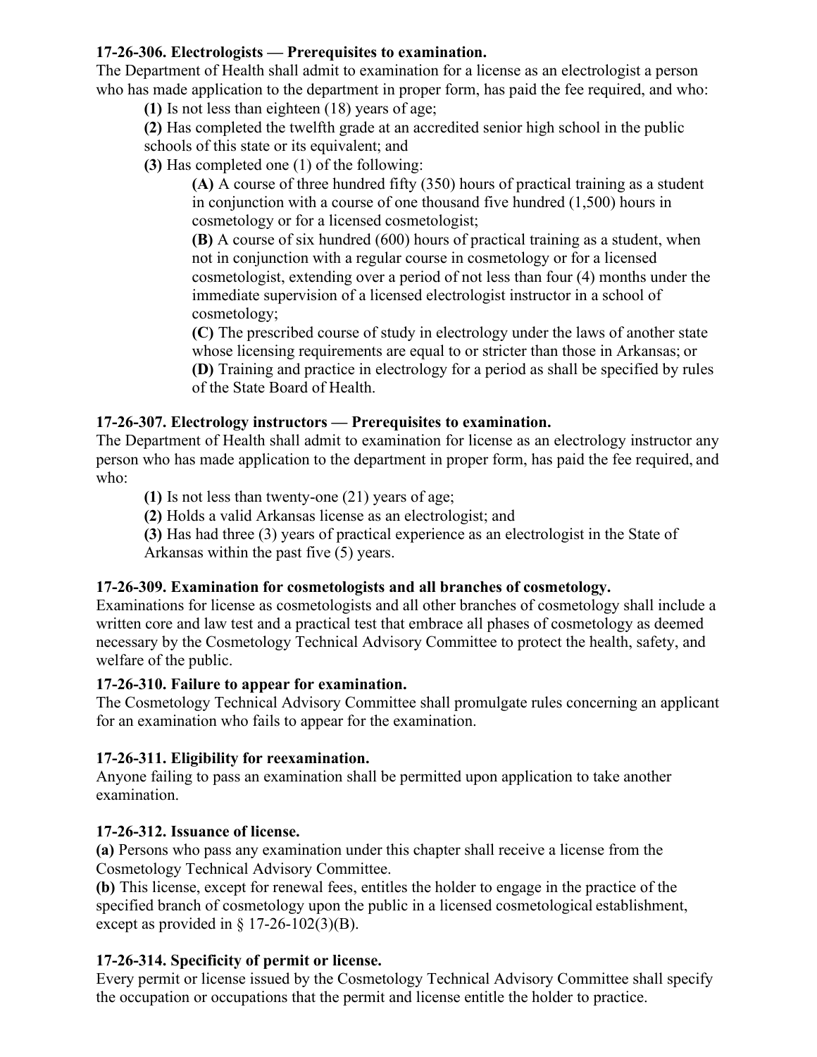**17-26-306. Electrologists — Prerequisites to examination.**

The Department of Health shall admit to examination for a license as an electrologist a person who has made application to the department in proper form, has paid the fee required, and who:

**(1)** Is not less than eighteen (18) years of age;

**(2)** Has completed the twelfth grade at an accredited senior high school in the public schools of this state or its equivalent; and

**(3)** Has completed one (1) of the following:

**(A)** A course of three hundred fifty (350) hours of practical training as a student in conjunction with a course of one thousand five hundred (1,500) hours in cosmetology or for a licensed cosmetologist;

**(B)** A course of six hundred (600) hours of practical training as a student, when not in conjunction with a regular course in cosmetology or for a licensed cosmetologist, extending over a period of not less than four (4) months under the immediate supervision of a licensed electrologist instructor in a school of cosmetology;

**(C)** The prescribed course of study in electrology under the laws of another state whose licensing requirements are equal to or stricter than those in Arkansas; or

**(D)** Training and practice in electrology for a period as shall be specified by rules of the State Board of Health.

**17-26-307. Electrology instructors — Prerequisites to examination.**

The Department of Health shall admit to examination for license as an electrology instructor any person who has made application to the department in proper form, has paid the fee required, and who:

**(1)** Is not less than twenty-one (21) years of age;

**(2)** Holds a valid Arkansas license as an electrologist; and

**(3)** Has had three (3) years of practical experience as an electrologist in the State of Arkansas within the past five (5) years.

**17-26-309. Examination for cosmetologists and all branches of cosmetology.**

Examinations for license as cosmetologists and all other branches of cosmetology shall include a written core and law test and a practical test that embrace all phases of cosmetology as deemed necessary by the Cosmetology Technical Advisory Committee to protect the health, safety, and welfare of the public.

**17-26-310. Failure to appear for examination.**

The Cosmetology Technical Advisory Committee shall promulgate rules concerning an applicant for an examination who fails to appear for the examination.

**17-26-311. Eligibility for reexamination.**

Anyone failing to pass an examination shall be permitted upon application to take another examination.

**17-26-312. Issuance of license.**

**(a)** Persons who pass any examination under this chapter shall receive a license from the Cosmetology Technical Advisory Committee.

**(b)** This license, except for renewal fees, entitles the holder to engage in the practice of the specified branch of cosmetology upon the public in a licensed cosmetological establishment, except as provided in § 17-26-102(3)(B).

**17-26-314. Specificity of permit or license.**

Every permit or license issued by the Cosmetology Technical Advisory Committee shall specify the occupation or occupations that the permit and license entitle the holder to practice.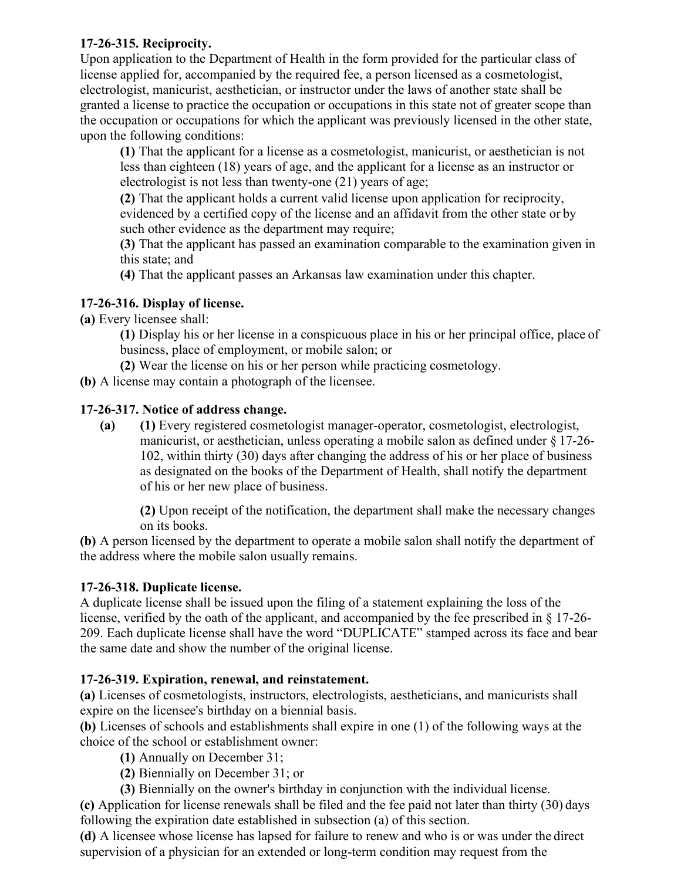**17-26-315. Reciprocity.**

Upon application to the Department of Health in the form provided for the particular class of license applied for, accompanied by the required fee, a person licensed as a cosmetologist, electrologist, manicurist, aesthetician, or instructor under the laws of another state shall be granted a license to practice the occupation or occupations in this state not of greater scope than the occupation or occupations for which the applicant was previously licensed in the other state, upon the following conditions:

> **(1)** That the applicant for a license as a cosmetologist, manicurist, or aesthetician is not less than eighteen (18) years of age, and the applicant for a license as an instructor or electrologist is not less than twenty-one (21) years of age;
>
> **(2)** That the applicant holds a current valid license upon application for reciprocity, evidenced by a certified copy of the license and an affidavit from the other state or by such other evidence as the department may require;
>
> **(3)** That the applicant has passed an examination comparable to the examination given in this state; and
>
> **(4)** That the applicant passes an Arkansas law examination under this chapter.

**17-26-316. Display of license.**

**(a)** Every licensee shall:

> **(1)** Display his or her license in a conspicuous place in his or her principal office, place of business, place of employment, or mobile salon; or
>
> **(2)** Wear the license on his or her person while practicing cosmetology.

**(b)** A license may contain a photograph of the licensee.

**17-26-317. Notice of address change.**

**(a)** **(1)** Every registered cosmetologist manager-operator, cosmetologist, electrologist, manicurist, or aesthetician, unless operating a mobile salon as defined under § 17-26-102, within thirty (30) days after changing the address of his or her place of business as designated on the books of the Department of Health, shall notify the department of his or her new place of business.

> **(2)** Upon receipt of the notification, the department shall make the necessary changes on its books.

**(b)** A person licensed by the department to operate a mobile salon shall notify the department of the address where the mobile salon usually remains.

**17-26-318. Duplicate license.**

A duplicate license shall be issued upon the filing of a statement explaining the loss of the license, verified by the oath of the applicant, and accompanied by the fee prescribed in § 17-26-209. Each duplicate license shall have the word "DUPLICATE" stamped across its face and bear the same date and show the number of the original license.

**17-26-319. Expiration, renewal, and reinstatement.**

**(a)** Licenses of cosmetologists, instructors, electrologists, aestheticians, and manicurists shall expire on the licensee's birthday on a biennial basis.

**(b)** Licenses of schools and establishments shall expire in one (1) of the following ways at the choice of the school or establishment owner:

> **(1)** Annually on December 31;
>
> **(2)** Biennially on December 31; or
>
> **(3)** Biennially on the owner's birthday in conjunction with the individual license.

**(c)** Application for license renewals shall be filed and the fee paid not later than thirty (30) days following the expiration date established in subsection (a) of this section.

**(d)** A licensee whose license has lapsed for failure to renew and who is or was under the direct supervision of a physician for an extended or long-term condition may request from the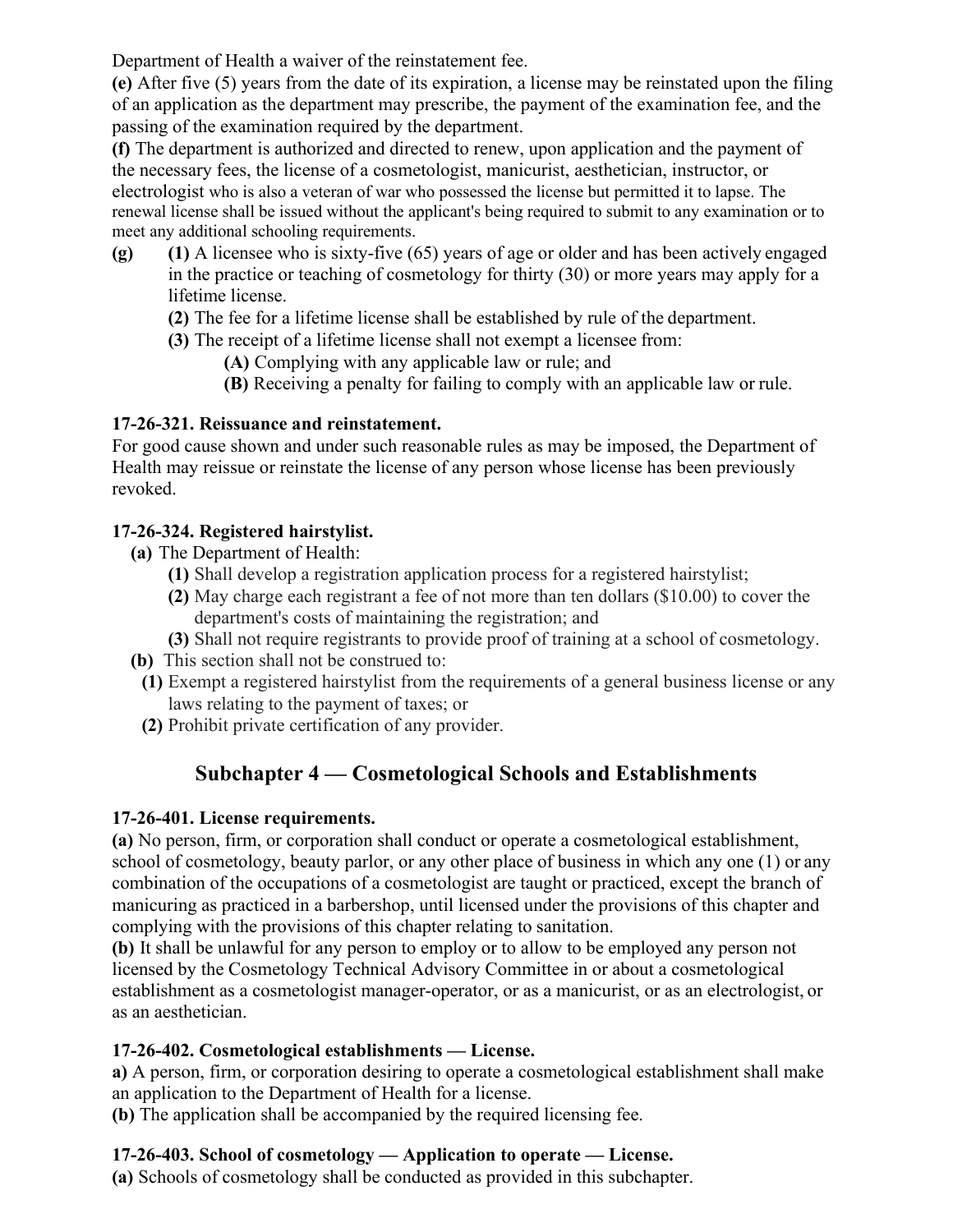Department of Health a waiver of the reinstatement fee.

**(e)** After five (5) years from the date of its expiration, a license may be reinstated upon the filing of an application as the department may prescribe, the payment of the examination fee, and the passing of the examination required by the department.

**(f)** The department is authorized and directed to renew, upon application and the payment of the necessary fees, the license of a cosmetologist, manicurist, aesthetician, instructor, or electrologist who is also a veteran of war who possessed the license but permitted it to lapse. The renewal license shall be issued without the applicant's being required to submit to any examination or to meet any additional schooling requirements.

**(g)** **(1)** A licensee who is sixty-five (65) years of age or older and has been actively engaged in the practice or teaching of cosmetology for thirty (30) or more years may apply for a lifetime license.

**(2)** The fee for a lifetime license shall be established by rule of the department.

**(3)** The receipt of a lifetime license shall not exempt a licensee from:

**(A)** Complying with any applicable law or rule; and

**(B)** Receiving a penalty for failing to comply with an applicable law or rule.

**17-26-321. Reissuance and reinstatement.**

For good cause shown and under such reasonable rules as may be imposed, the Department of Health may reissue or reinstate the license of any person whose license has been previously revoked.

**17-26-324. Registered hairstylist.**

**(a)** The Department of Health:

**(1)** Shall develop a registration application process for a registered hairstylist;

**(2)** May charge each registrant a fee of not more than ten dollars ($10.00) to cover the department's costs of maintaining the registration; and

**(3)** Shall not require registrants to provide proof of training at a school of cosmetology.

**(b)** This section shall not be construed to:

**(1)** Exempt a registered hairstylist from the requirements of a general business license or any laws relating to the payment of taxes; or

**(2)** Prohibit private certification of any provider.

## Subchapter 4 — Cosmetological Schools and Establishments

**17-26-401. License requirements.**

**(a)** No person, firm, or corporation shall conduct or operate a cosmetological establishment, school of cosmetology, beauty parlor, or any other place of business in which any one (1) or any combination of the occupations of a cosmetologist are taught or practiced, except the branch of manicuring as practiced in a barbershop, until licensed under the provisions of this chapter and complying with the provisions of this chapter relating to sanitation.

**(b)** It shall be unlawful for any person to employ or to allow to be employed any person not licensed by the Cosmetology Technical Advisory Committee in or about a cosmetological establishment as a cosmetologist manager-operator, or as a manicurist, or as an electrologist, or as an aesthetician.

**17-26-402. Cosmetological establishments — License.**

**a)** A person, firm, or corporation desiring to operate a cosmetological establishment shall make an application to the Department of Health for a license.

**(b)** The application shall be accompanied by the required licensing fee.

**17-26-403. School of cosmetology — Application to operate — License.**

**(a)** Schools of cosmetology shall be conducted as provided in this subchapter.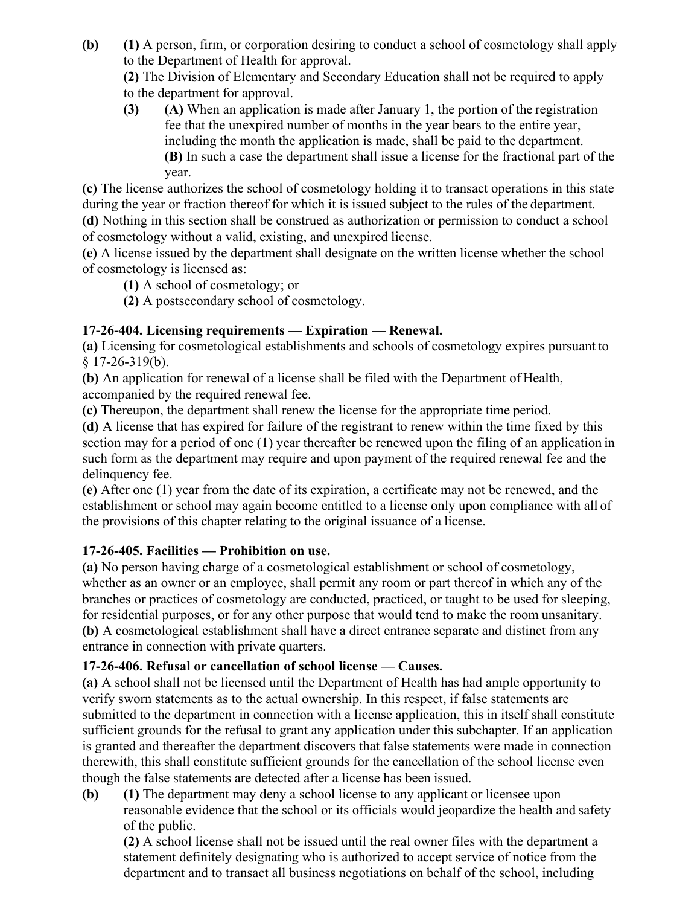**(b)** **(1)** A person, firm, or corporation desiring to conduct a school of cosmetology shall apply to the Department of Health for approval.

**(2)** The Division of Elementary and Secondary Education shall not be required to apply to the department for approval.

**(3)** **(A)** When an application is made after January 1, the portion of the registration fee that the unexpired number of months in the year bears to the entire year, including the month the application is made, shall be paid to the department.

**(B)** In such a case the department shall issue a license for the fractional part of the year.

**(c)** The license authorizes the school of cosmetology holding it to transact operations in this state during the year or fraction thereof for which it is issued subject to the rules of the department.

**(d)** Nothing in this section shall be construed as authorization or permission to conduct a school of cosmetology without a valid, existing, and unexpired license.

**(e)** A license issued by the department shall designate on the written license whether the school of cosmetology is licensed as:

**(1)** A school of cosmetology; or

**(2)** A postsecondary school of cosmetology.

**17-26-404. Licensing requirements — Expiration — Renewal.**

**(a)** Licensing for cosmetological establishments and schools of cosmetology expires pursuant to § 17-26-319(b).

**(b)** An application for renewal of a license shall be filed with the Department of Health, accompanied by the required renewal fee.

**(c)** Thereupon, the department shall renew the license for the appropriate time period.

**(d)** A license that has expired for failure of the registrant to renew within the time fixed by this section may for a period of one (1) year thereafter be renewed upon the filing of an application in such form as the department may require and upon payment of the required renewal fee and the delinquency fee.

**(e)** After one (1) year from the date of its expiration, a certificate may not be renewed, and the establishment or school may again become entitled to a license only upon compliance with all of the provisions of this chapter relating to the original issuance of a license.

**17-26-405. Facilities — Prohibition on use.**

**(a)** No person having charge of a cosmetological establishment or school of cosmetology, whether as an owner or an employee, shall permit any room or part thereof in which any of the branches or practices of cosmetology are conducted, practiced, or taught to be used for sleeping, for residential purposes, or for any other purpose that would tend to make the room unsanitary.

**(b)** A cosmetological establishment shall have a direct entrance separate and distinct from any entrance in connection with private quarters.

**17-26-406. Refusal or cancellation of school license — Causes.**

**(a)** A school shall not be licensed until the Department of Health has had ample opportunity to verify sworn statements as to the actual ownership. In this respect, if false statements are submitted to the department in connection with a license application, this in itself shall constitute sufficient grounds for the refusal to grant any application under this subchapter. If an application is granted and thereafter the department discovers that false statements were made in connection therewith, this shall constitute sufficient grounds for the cancellation of the school license even though the false statements are detected after a license has been issued.

**(b)** **(1)** The department may deny a school license to any applicant or licensee upon reasonable evidence that the school or its officials would jeopardize the health and safety of the public.

**(2)** A school license shall not be issued until the real owner files with the department a statement definitely designating who is authorized to accept service of notice from the department and to transact all business negotiations on behalf of the school, including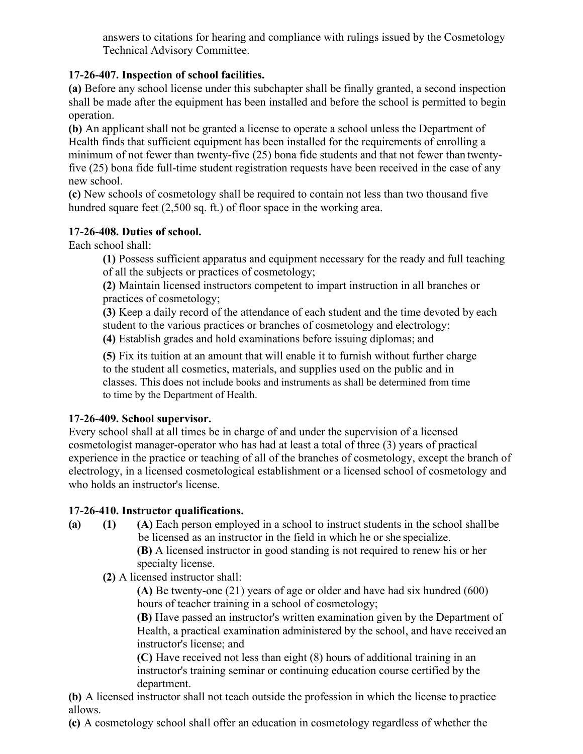answers to citations for hearing and compliance with rulings issued by the Cosmetology Technical Advisory Committee.

**17-26-407. Inspection of school facilities.**

**(a)** Before any school license under this subchapter shall be finally granted, a second inspection shall be made after the equipment has been installed and before the school is permitted to begin operation.

**(b)** An applicant shall not be granted a license to operate a school unless the Department of Health finds that sufficient equipment has been installed for the requirements of enrolling a minimum of not fewer than twenty-five (25) bona fide students and that not fewer than twenty-five (25) bona fide full-time student registration requests have been received in the case of any new school.

**(c)** New schools of cosmetology shall be required to contain not less than two thousand five hundred square feet (2,500 sq. ft.) of floor space in the working area.

**17-26-408. Duties of school.**

Each school shall:

**(1)** Possess sufficient apparatus and equipment necessary for the ready and full teaching of all the subjects or practices of cosmetology;

**(2)** Maintain licensed instructors competent to impart instruction in all branches or practices of cosmetology;

**(3)** Keep a daily record of the attendance of each student and the time devoted by each student to the various practices or branches of cosmetology and electrology;

**(4)** Establish grades and hold examinations before issuing diplomas; and

**(5)** Fix its tuition at an amount that will enable it to furnish without further charge to the student all cosmetics, materials, and supplies used on the public and in classes. This does not include books and instruments as shall be determined from time to time by the Department of Health.

**17-26-409. School supervisor.**

Every school shall at all times be in charge of and under the supervision of a licensed cosmetologist manager-operator who has had at least a total of three (3) years of practical experience in the practice or teaching of all of the branches of cosmetology, except the branch of electrology, in a licensed cosmetological establishment or a licensed school of cosmetology and who holds an instructor's license.

**17-26-410. Instructor qualifications.**

**(a)** **(1)** **(A)** Each person employed in a school to instruct students in the school shall be licensed as an instructor in the field in which he or she specialize.

**(B)** A licensed instructor in good standing is not required to renew his or her specialty license.

**(2)** A licensed instructor shall:

**(A)** Be twenty-one (21) years of age or older and have had six hundred (600) hours of teacher training in a school of cosmetology;

**(B)** Have passed an instructor's written examination given by the Department of Health, a practical examination administered by the school, and have received an instructor's license; and

**(C)** Have received not less than eight (8) hours of additional training in an instructor's training seminar or continuing education course certified by the department.

**(b)** A licensed instructor shall not teach outside the profession in which the license to practice allows.

**(c)** A cosmetology school shall offer an education in cosmetology regardless of whether the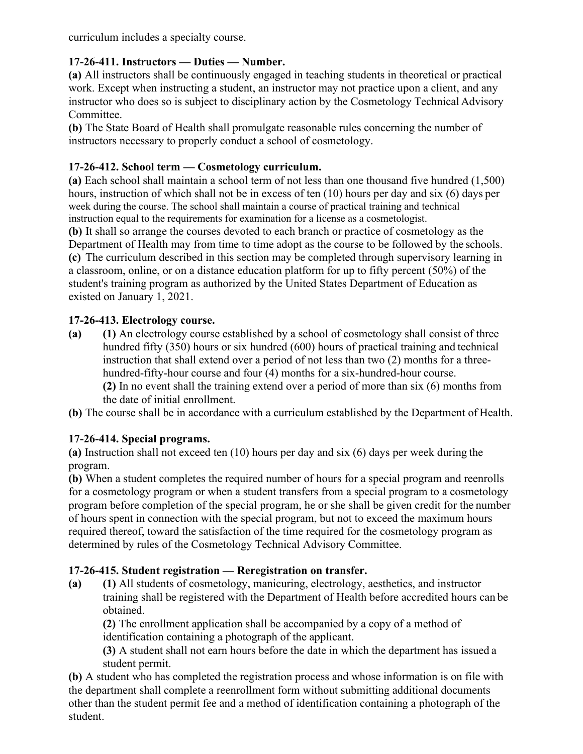curriculum includes a specialty course.

**17-26-411. Instructors — Duties — Number.**

**(a)** All instructors shall be continuously engaged in teaching students in theoretical or practical work. Except when instructing a student, an instructor may not practice upon a client, and any instructor who does so is subject to disciplinary action by the Cosmetology Technical Advisory Committee.

**(b)** The State Board of Health shall promulgate reasonable rules concerning the number of instructors necessary to properly conduct a school of cosmetology.

**17-26-412. School term — Cosmetology curriculum.**

**(a)** Each school shall maintain a school term of not less than one thousand five hundred (1,500) hours, instruction of which shall not be in excess of ten (10) hours per day and six (6) days per week during the course. The school shall maintain a course of practical training and technical instruction equal to the requirements for examination for a license as a cosmetologist.

**(b)** It shall so arrange the courses devoted to each branch or practice of cosmetology as the Department of Health may from time to time adopt as the course to be followed by the schools.

**(c)** The curriculum described in this section may be completed through supervisory learning in a classroom, online, or on a distance education platform for up to fifty percent (50%) of the student's training program as authorized by the United States Department of Education as existed on January 1, 2021.

**17-26-413. Electrology course.**

**(a)** **(1)** An electrology course established by a school of cosmetology shall consist of three hundred fifty (350) hours or six hundred (600) hours of practical training and technical instruction that shall extend over a period of not less than two (2) months for a three-hundred-fifty-hour course and four (4) months for a six-hundred-hour course.

**(2)** In no event shall the training extend over a period of more than six (6) months from the date of initial enrollment.

**(b)** The course shall be in accordance with a curriculum established by the Department of Health.

**17-26-414. Special programs.**

**(a)** Instruction shall not exceed ten (10) hours per day and six (6) days per week during the program.

**(b)** When a student completes the required number of hours for a special program and reenrolls for a cosmetology program or when a student transfers from a special program to a cosmetology program before completion of the special program, he or she shall be given credit for the number of hours spent in connection with the special program, but not to exceed the maximum hours required thereof, toward the satisfaction of the time required for the cosmetology program as determined by rules of the Cosmetology Technical Advisory Committee.

**17-26-415. Student registration — Reregistration on transfer.**

**(a)** **(1)** All students of cosmetology, manicuring, electrology, aesthetics, and instructor training shall be registered with the Department of Health before accredited hours can be obtained.

**(2)** The enrollment application shall be accompanied by a copy of a method of identification containing a photograph of the applicant.

**(3)** A student shall not earn hours before the date in which the department has issued a student permit.

**(b)** A student who has completed the registration process and whose information is on file with the department shall complete a reenrollment form without submitting additional documents other than the student permit fee and a method of identification containing a photograph of the student.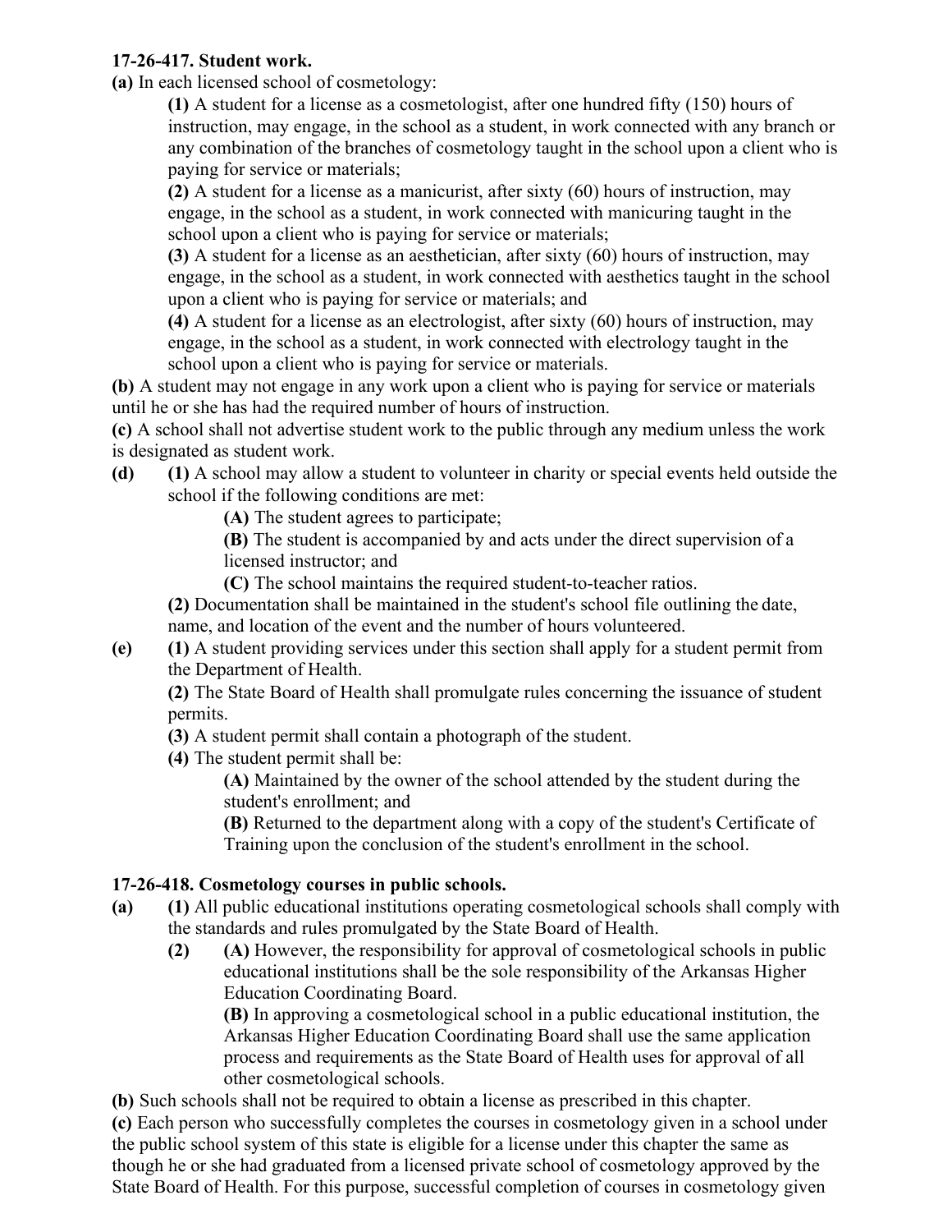**17-26-417. Student work.**

**(a)** In each licensed school of cosmetology:

**(1)** A student for a license as a cosmetologist, after one hundred fifty (150) hours of instruction, may engage, in the school as a student, in work connected with any branch or any combination of the branches of cosmetology taught in the school upon a client who is paying for service or materials;

**(2)** A student for a license as a manicurist, after sixty (60) hours of instruction, may engage, in the school as a student, in work connected with manicuring taught in the school upon a client who is paying for service or materials;

**(3)** A student for a license as an aesthetician, after sixty (60) hours of instruction, may engage, in the school as a student, in work connected with aesthetics taught in the school upon a client who is paying for service or materials; and

**(4)** A student for a license as an electrologist, after sixty (60) hours of instruction, may engage, in the school as a student, in work connected with electrology taught in the school upon a client who is paying for service or materials.

**(b)** A student may not engage in any work upon a client who is paying for service or materials until he or she has had the required number of hours of instruction.

**(c)** A school shall not advertise student work to the public through any medium unless the work is designated as student work.

**(d)** **(1)** A school may allow a student to volunteer in charity or special events held outside the school if the following conditions are met:

**(A)** The student agrees to participate;

**(B)** The student is accompanied by and acts under the direct supervision of a licensed instructor; and

**(C)** The school maintains the required student-to-teacher ratios.

**(2)** Documentation shall be maintained in the student's school file outlining the date, name, and location of the event and the number of hours volunteered.

**(e)** **(1)** A student providing services under this section shall apply for a student permit from the Department of Health.

**(2)** The State Board of Health shall promulgate rules concerning the issuance of student permits.

**(3)** A student permit shall contain a photograph of the student.

**(4)** The student permit shall be:

**(A)** Maintained by the owner of the school attended by the student during the student's enrollment; and

**(B)** Returned to the department along with a copy of the student's Certificate of Training upon the conclusion of the student's enrollment in the school.

**17-26-418. Cosmetology courses in public schools.**

**(a)** **(1)** All public educational institutions operating cosmetological schools shall comply with the standards and rules promulgated by the State Board of Health.

**(2)** **(A)** However, the responsibility for approval of cosmetological schools in public educational institutions shall be the sole responsibility of the Arkansas Higher Education Coordinating Board.

**(B)** In approving a cosmetological school in a public educational institution, the Arkansas Higher Education Coordinating Board shall use the same application process and requirements as the State Board of Health uses for approval of all other cosmetological schools.

**(b)** Such schools shall not be required to obtain a license as prescribed in this chapter.

**(c)** Each person who successfully completes the courses in cosmetology given in a school under the public school system of this state is eligible for a license under this chapter the same as though he or she had graduated from a licensed private school of cosmetology approved by the State Board of Health. For this purpose, successful completion of courses in cosmetology given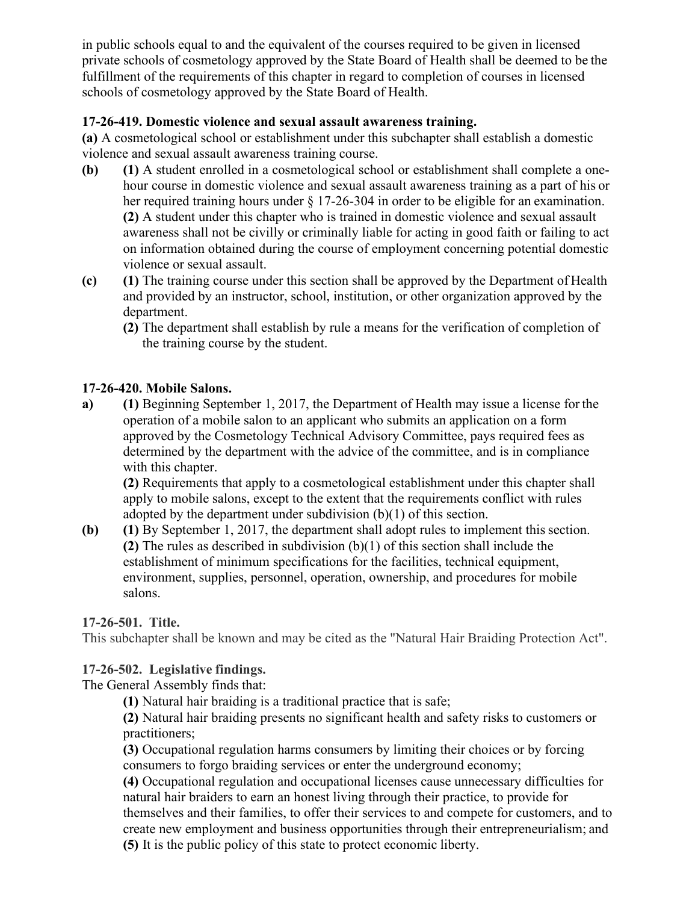in public schools equal to and the equivalent of the courses required to be given in licensed private schools of cosmetology approved by the State Board of Health shall be deemed to be the fulfillment of the requirements of this chapter in regard to completion of courses in licensed schools of cosmetology approved by the State Board of Health.

**17-26-419. Domestic violence and sexual assault awareness training.**

**(a)** A cosmetological school or establishment under this subchapter shall establish a domestic violence and sexual assault awareness training course.

**(b)** **(1)** A student enrolled in a cosmetological school or establishment shall complete a one-hour course in domestic violence and sexual assault awareness training as a part of his or her required training hours under § 17-26-304 in order to be eligible for an examination.

**(2)** A student under this chapter who is trained in domestic violence and sexual assault awareness shall not be civilly or criminally liable for acting in good faith or failing to act on information obtained during the course of employment concerning potential domestic violence or sexual assault.

**(c)** **(1)** The training course under this section shall be approved by the Department of Health and provided by an instructor, school, institution, or other organization approved by the department.

**(2)** The department shall establish by rule a means for the verification of completion of the training course by the student.

**17-26-420. Mobile Salons.**

**a)** **(1)** Beginning September 1, 2017, the Department of Health may issue a license for the operation of a mobile salon to an applicant who submits an application on a form approved by the Cosmetology Technical Advisory Committee, pays required fees as determined by the department with the advice of the committee, and is in compliance with this chapter.

**(2)** Requirements that apply to a cosmetological establishment under this chapter shall apply to mobile salons, except to the extent that the requirements conflict with rules adopted by the department under subdivision (b)(1) of this section.

**(b)** **(1)** By September 1, 2017, the department shall adopt rules to implement this section.

**(2)** The rules as described in subdivision (b)(1) of this section shall include the establishment of minimum specifications for the facilities, technical equipment, environment, supplies, personnel, operation, ownership, and procedures for mobile salons.

**17-26-501. Title.**

This subchapter shall be known and may be cited as the "Natural Hair Braiding Protection Act".

**17-26-502. Legislative findings.**

The General Assembly finds that:

**(1)** Natural hair braiding is a traditional practice that is safe;

**(2)** Natural hair braiding presents no significant health and safety risks to customers or practitioners;

**(3)** Occupational regulation harms consumers by limiting their choices or by forcing consumers to forgo braiding services or enter the underground economy;

**(4)** Occupational regulation and occupational licenses cause unnecessary difficulties for natural hair braiders to earn an honest living through their practice, to provide for themselves and their families, to offer their services to and compete for customers, and to create new employment and business opportunities through their entrepreneurialism; and

**(5)** It is the public policy of this state to protect economic liberty.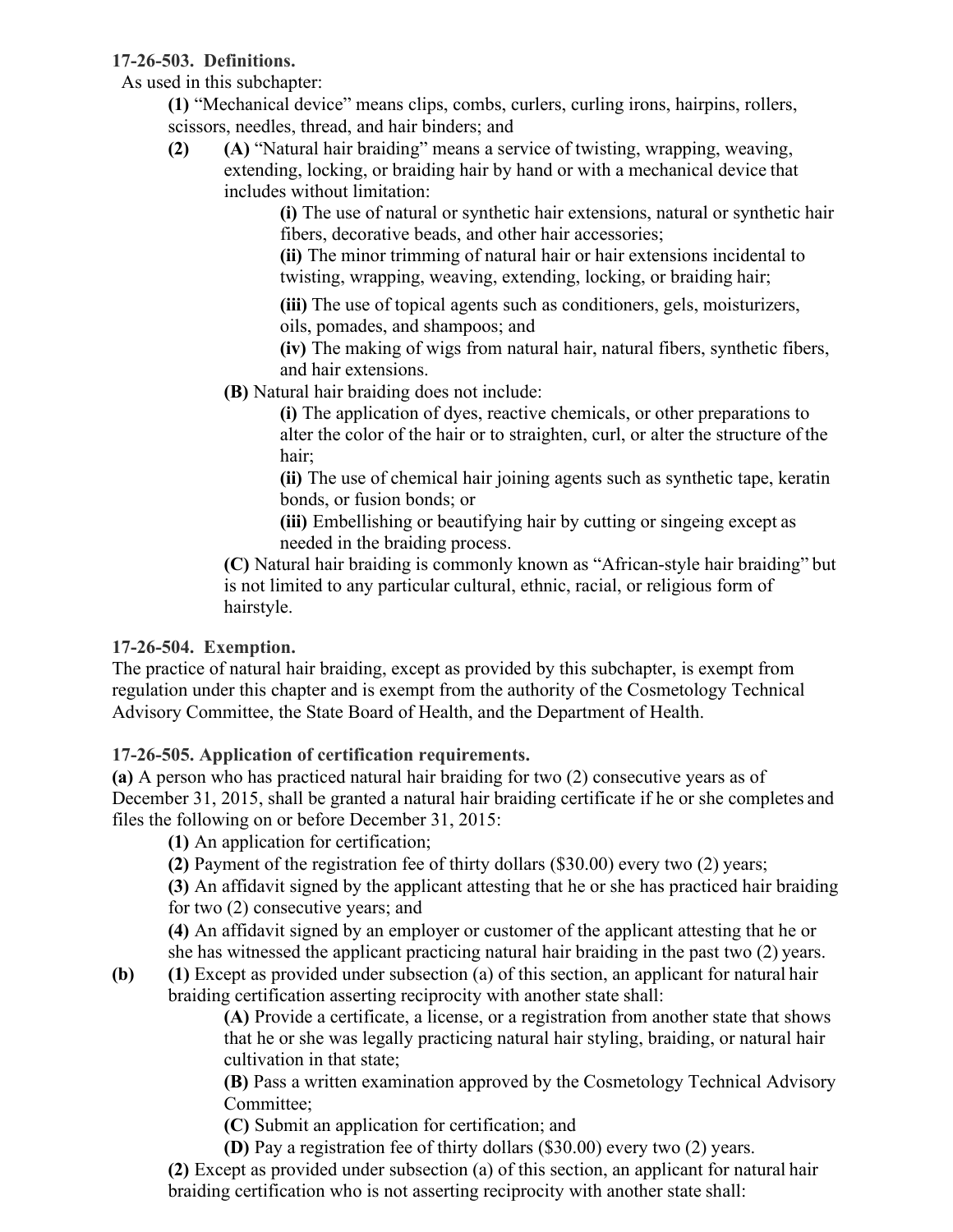**17-26-503. Definitions.**

As used in this subchapter:

**(1)** "Mechanical device" means clips, combs, curlers, curling irons, hairpins, rollers, scissors, needles, thread, and hair binders; and

**(2)** **(A)** "Natural hair braiding" means a service of twisting, wrapping, weaving, extending, locking, or braiding hair by hand or with a mechanical device that includes without limitation:

**(i)** The use of natural or synthetic hair extensions, natural or synthetic hair fibers, decorative beads, and other hair accessories;

**(ii)** The minor trimming of natural hair or hair extensions incidental to twisting, wrapping, weaving, extending, locking, or braiding hair;

**(iii)** The use of topical agents such as conditioners, gels, moisturizers, oils, pomades, and shampoos; and

**(iv)** The making of wigs from natural hair, natural fibers, synthetic fibers, and hair extensions.

**(B)** Natural hair braiding does not include:

**(i)** The application of dyes, reactive chemicals, or other preparations to alter the color of the hair or to straighten, curl, or alter the structure of the hair;

**(ii)** The use of chemical hair joining agents such as synthetic tape, keratin bonds, or fusion bonds; or

**(iii)** Embellishing or beautifying hair by cutting or singeing except as needed in the braiding process.

**(C)** Natural hair braiding is commonly known as "African-style hair braiding" but is not limited to any particular cultural, ethnic, racial, or religious form of hairstyle.

**17-26-504. Exemption.**

The practice of natural hair braiding, except as provided by this subchapter, is exempt from regulation under this chapter and is exempt from the authority of the Cosmetology Technical Advisory Committee, the State Board of Health, and the Department of Health.

**17-26-505. Application of certification requirements.**

**(a)** A person who has practiced natural hair braiding for two (2) consecutive years as of December 31, 2015, shall be granted a natural hair braiding certificate if he or she completes and files the following on or before December 31, 2015:

**(1)** An application for certification;

**(2)** Payment of the registration fee of thirty dollars ($30.00) every two (2) years;

**(3)** An affidavit signed by the applicant attesting that he or she has practiced hair braiding for two (2) consecutive years; and

**(4)** An affidavit signed by an employer or customer of the applicant attesting that he or she has witnessed the applicant practicing natural hair braiding in the past two (2) years.

**(b)** **(1)** Except as provided under subsection (a) of this section, an applicant for natural hair braiding certification asserting reciprocity with another state shall:

**(A)** Provide a certificate, a license, or a registration from another state that shows that he or she was legally practicing natural hair styling, braiding, or natural hair cultivation in that state;

**(B)** Pass a written examination approved by the Cosmetology Technical Advisory Committee;

**(C)** Submit an application for certification; and

**(D)** Pay a registration fee of thirty dollars ($30.00) every two (2) years.

**(2)** Except as provided under subsection (a) of this section, an applicant for natural hair braiding certification who is not asserting reciprocity with another state shall: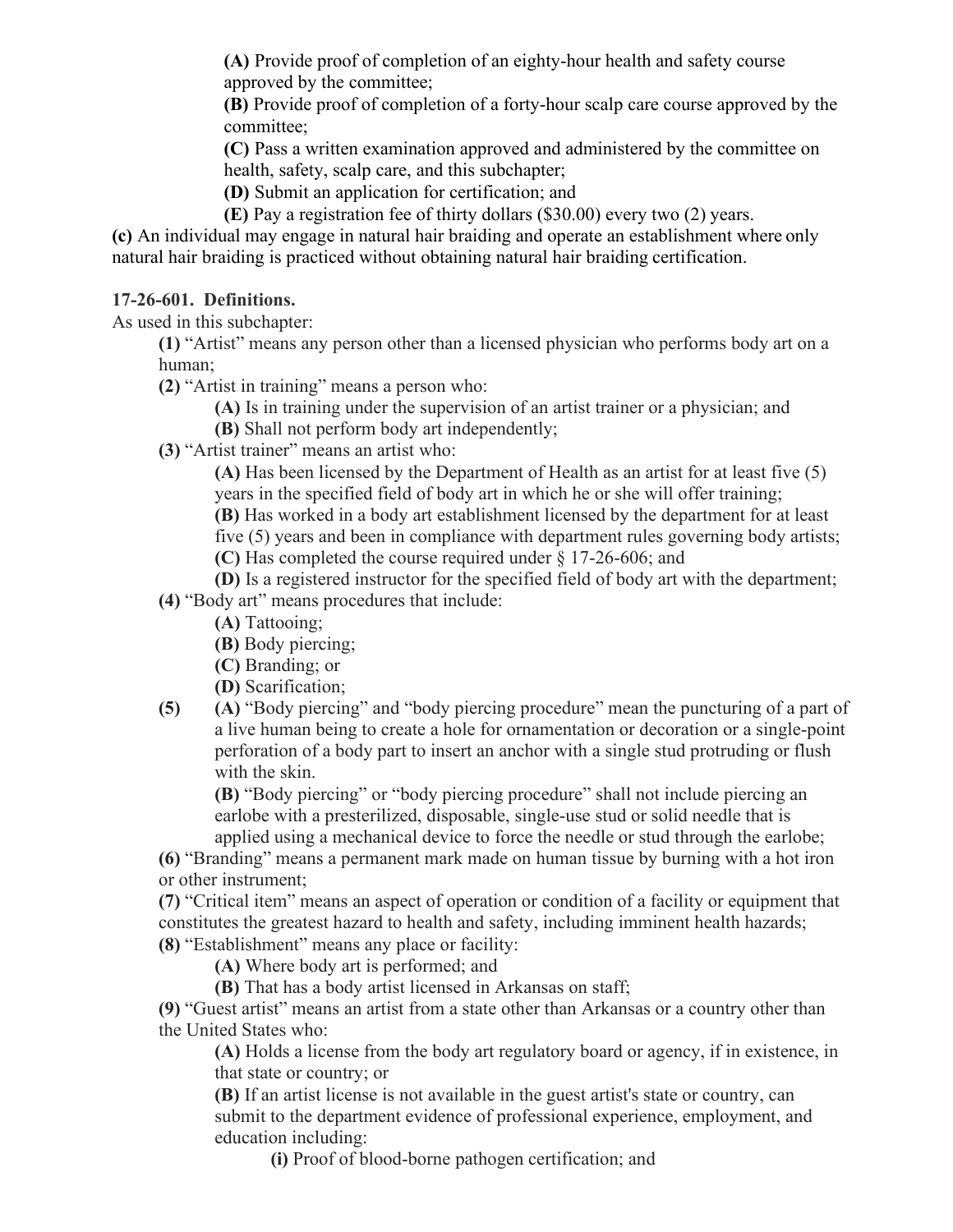**(A)** Provide proof of completion of an eighty-hour health and safety course approved by the committee;

**(B)** Provide proof of completion of a forty-hour scalp care course approved by the committee;

**(C)** Pass a written examination approved and administered by the committee on health, safety, scalp care, and this subchapter;

**(D)** Submit an application for certification; and

**(E)** Pay a registration fee of thirty dollars ($30.00) every two (2) years.

**(c)** An individual may engage in natural hair braiding and operate an establishment where only natural hair braiding is practiced without obtaining natural hair braiding certification.

**17-26-601. Definitions.**

As used in this subchapter:

**(1)** "Artist" means any person other than a licensed physician who performs body art on a human;

**(2)** "Artist in training" means a person who:

**(A)** Is in training under the supervision of an artist trainer or a physician; and

**(B)** Shall not perform body art independently;

**(3)** "Artist trainer" means an artist who:

**(A)** Has been licensed by the Department of Health as an artist for at least five (5) years in the specified field of body art in which he or she will offer training;

**(B)** Has worked in a body art establishment licensed by the department for at least five (5) years and been in compliance with department rules governing body artists;

**(C)** Has completed the course required under § 17-26-606; and

**(D)** Is a registered instructor for the specified field of body art with the department;

**(4)** "Body art" means procedures that include:

**(A)** Tattooing;

**(B)** Body piercing;

**(C)** Branding; or

**(D)** Scarification;

**(5)** **(A)** "Body piercing" and "body piercing procedure" mean the puncturing of a part of a live human being to create a hole for ornamentation or decoration or a single-point perforation of a body part to insert an anchor with a single stud protruding or flush with the skin.

**(B)** "Body piercing" or "body piercing procedure" shall not include piercing an earlobe with a presterilized, disposable, single-use stud or solid needle that is applied using a mechanical device to force the needle or stud through the earlobe;

**(6)** "Branding" means a permanent mark made on human tissue by burning with a hot iron or other instrument;

**(7)** "Critical item" means an aspect of operation or condition of a facility or equipment that constitutes the greatest hazard to health and safety, including imminent health hazards;

**(8)** "Establishment" means any place or facility:

**(A)** Where body art is performed; and

**(B)** That has a body artist licensed in Arkansas on staff;

**(9)** "Guest artist" means an artist from a state other than Arkansas or a country other than the United States who:

**(A)** Holds a license from the body art regulatory board or agency, if in existence, in that state or country; or

**(B)** If an artist license is not available in the guest artist's state or country, can submit to the department evidence of professional experience, employment, and education including:

**(i)** Proof of blood-borne pathogen certification; and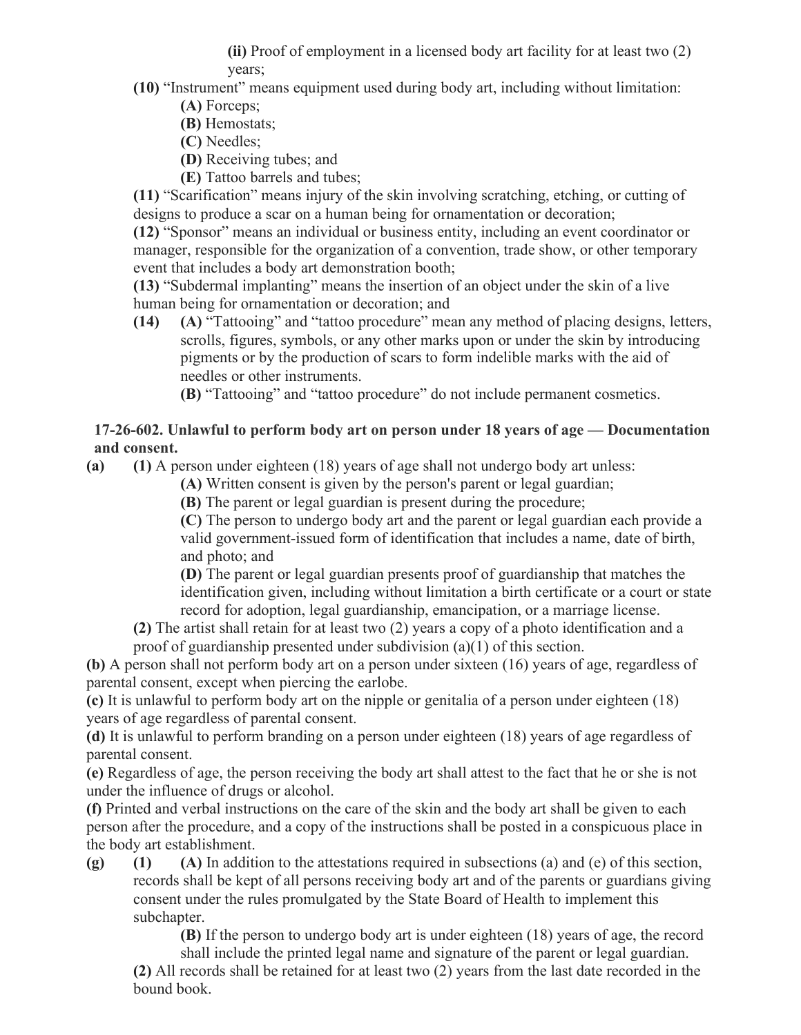**(ii)** Proof of employment in a licensed body art facility for at least two (2) years;

**(10)** "Instrument" means equipment used during body art, including without limitation:

**(A)** Forceps;

**(B)** Hemostats;

**(C)** Needles;

**(D)** Receiving tubes; and

**(E)** Tattoo barrels and tubes;

**(11)** "Scarification" means injury of the skin involving scratching, etching, or cutting of designs to produce a scar on a human being for ornamentation or decoration;

**(12)** "Sponsor" means an individual or business entity, including an event coordinator or manager, responsible for the organization of a convention, trade show, or other temporary event that includes a body art demonstration booth;

**(13)** "Subdermal implanting" means the insertion of an object under the skin of a live human being for ornamentation or decoration; and

**(14)** **(A)** "Tattooing" and "tattoo procedure" mean any method of placing designs, letters, scrolls, figures, symbols, or any other marks upon or under the skin by introducing pigments or by the production of scars to form indelible marks with the aid of needles or other instruments.

**(B)** "Tattooing" and "tattoo procedure" do not include permanent cosmetics.

**17-26-602. Unlawful to perform body art on person under 18 years of age — Documentation and consent.**

**(a)** **(1)** A person under eighteen (18) years of age shall not undergo body art unless:

**(A)** Written consent is given by the person's parent or legal guardian;

**(B)** The parent or legal guardian is present during the procedure;

**(C)** The person to undergo body art and the parent or legal guardian each provide a valid government-issued form of identification that includes a name, date of birth, and photo; and

**(D)** The parent or legal guardian presents proof of guardianship that matches the identification given, including without limitation a birth certificate or a court or state record for adoption, legal guardianship, emancipation, or a marriage license.

**(2)** The artist shall retain for at least two (2) years a copy of a photo identification and a proof of guardianship presented under subdivision (a)(1) of this section.

**(b)** A person shall not perform body art on a person under sixteen (16) years of age, regardless of parental consent, except when piercing the earlobe.

**(c)** It is unlawful to perform body art on the nipple or genitalia of a person under eighteen (18) years of age regardless of parental consent.

**(d)** It is unlawful to perform branding on a person under eighteen (18) years of age regardless of parental consent.

**(e)** Regardless of age, the person receiving the body art shall attest to the fact that he or she is not under the influence of drugs or alcohol.

**(f)** Printed and verbal instructions on the care of the skin and the body art shall be given to each person after the procedure, and a copy of the instructions shall be posted in a conspicuous place in the body art establishment.

**(g)** **(1)** **(A)** In addition to the attestations required in subsections (a) and (e) of this section, records shall be kept of all persons receiving body art and of the parents or guardians giving consent under the rules promulgated by the State Board of Health to implement this subchapter.

**(B)** If the person to undergo body art is under eighteen (18) years of age, the record shall include the printed legal name and signature of the parent or legal guardian.

**(2)** All records shall be retained for at least two (2) years from the last date recorded in the bound book.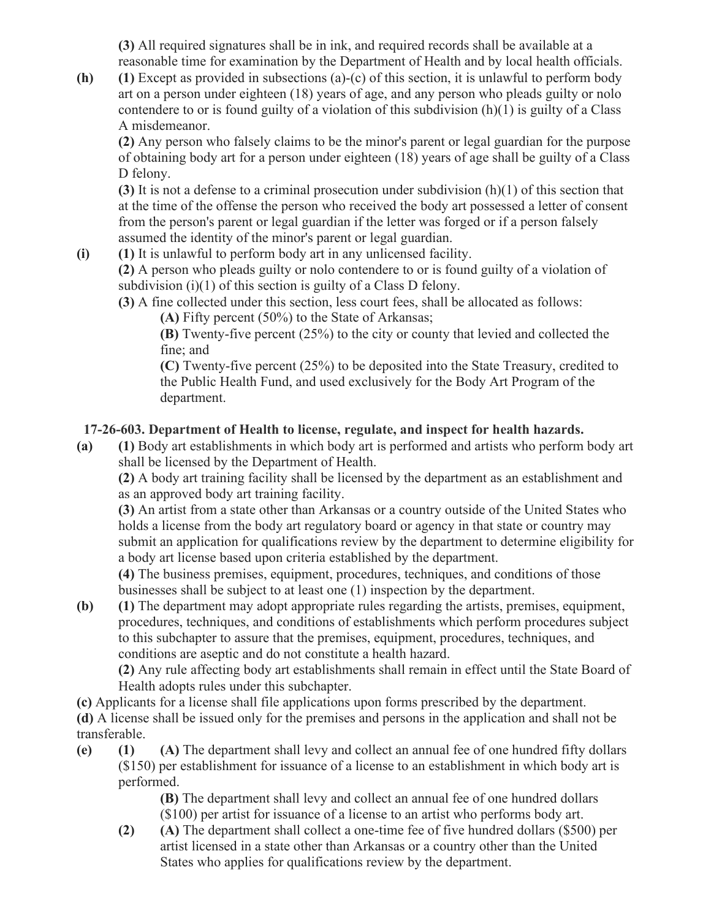**(3)** All required signatures shall be in ink, and required records shall be available at a reasonable time for examination by the Department of Health and by local health officials.

**(h)** **(1)** Except as provided in subsections (a)-(c) of this section, it is unlawful to perform body art on a person under eighteen (18) years of age, and any person who pleads guilty or nolo contendere to or is found guilty of a violation of this subdivision (h)(1) is guilty of a Class A misdemeanor.

**(2)** Any person who falsely claims to be the minor's parent or legal guardian for the purpose of obtaining body art for a person under eighteen (18) years of age shall be guilty of a Class D felony.

**(3)** It is not a defense to a criminal prosecution under subdivision (h)(1) of this section that at the time of the offense the person who received the body art possessed a letter of consent from the person's parent or legal guardian if the letter was forged or if a person falsely assumed the identity of the minor's parent or legal guardian.

**(i)** **(1)** It is unlawful to perform body art in any unlicensed facility.

**(2)** A person who pleads guilty or nolo contendere to or is found guilty of a violation of subdivision (i)(1) of this section is guilty of a Class D felony.

**(3)** A fine collected under this section, less court fees, shall be allocated as follows:

**(A)** Fifty percent (50%) to the State of Arkansas;

**(B)** Twenty-five percent (25%) to the city or county that levied and collected the fine; and

**(C)** Twenty-five percent (25%) to be deposited into the State Treasury, credited to the Public Health Fund, and used exclusively for the Body Art Program of the department.

### 17-26-603. Department of Health to license, regulate, and inspect for health hazards.

**(a)** **(1)** Body art establishments in which body art is performed and artists who perform body art shall be licensed by the Department of Health.

**(2)** A body art training facility shall be licensed by the department as an establishment and as an approved body art training facility.

**(3)** An artist from a state other than Arkansas or a country outside of the United States who holds a license from the body art regulatory board or agency in that state or country may submit an application for qualifications review by the department to determine eligibility for a body art license based upon criteria established by the department.

**(4)** The business premises, equipment, procedures, techniques, and conditions of those businesses shall be subject to at least one (1) inspection by the department.

**(b)** **(1)** The department may adopt appropriate rules regarding the artists, premises, equipment, procedures, techniques, and conditions of establishments which perform procedures subject to this subchapter to assure that the premises, equipment, procedures, techniques, and conditions are aseptic and do not constitute a health hazard.

**(2)** Any rule affecting body art establishments shall remain in effect until the State Board of Health adopts rules under this subchapter.

**(c)** Applicants for a license shall file applications upon forms prescribed by the department.

**(d)** A license shall be issued only for the premises and persons in the application and shall not be transferable.

**(e)** **(1)** **(A)** The department shall levy and collect an annual fee of one hundred fifty dollars ($150) per establishment for issuance of a license to an establishment in which body art is performed.

**(B)** The department shall levy and collect an annual fee of one hundred dollars ($100) per artist for issuance of a license to an artist who performs body art.

**(2)** **(A)** The department shall collect a one-time fee of five hundred dollars ($500) per artist licensed in a state other than Arkansas or a country other than the United States who applies for qualifications review by the department.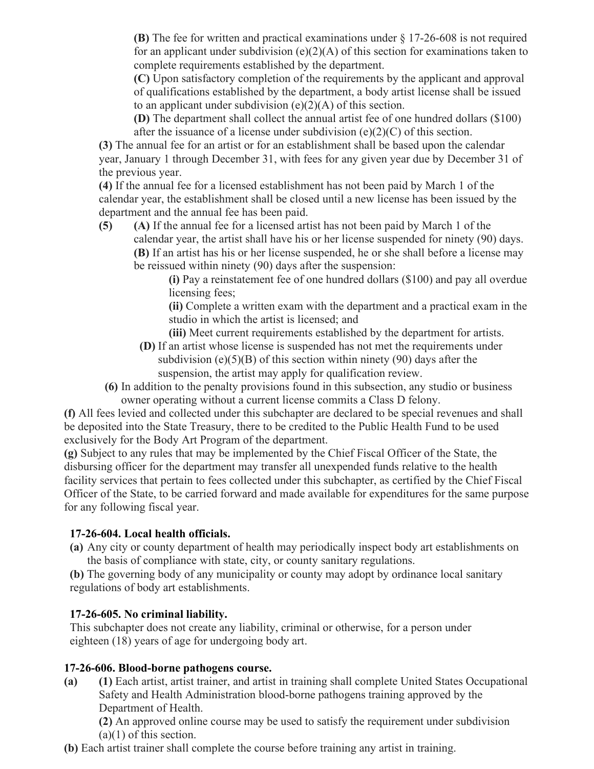**(B)** The fee for written and practical examinations under § 17-26-608 is not required for an applicant under subdivision (e)(2)(A) of this section for examinations taken to complete requirements established by the department.

**(C)** Upon satisfactory completion of the requirements by the applicant and approval of qualifications established by the department, a body artist license shall be issued to an applicant under subdivision (e)(2)(A) of this section.

**(D)** The department shall collect the annual artist fee of one hundred dollars ($100) after the issuance of a license under subdivision (e)(2)(C) of this section.

**(3)** The annual fee for an artist or for an establishment shall be based upon the calendar year, January 1 through December 31, with fees for any given year due by December 31 of the previous year.

**(4)** If the annual fee for a licensed establishment has not been paid by March 1 of the calendar year, the establishment shall be closed until a new license has been issued by the department and the annual fee has been paid.

**(5)** **(A)** If the annual fee for a licensed artist has not been paid by March 1 of the calendar year, the artist shall have his or her license suspended for ninety (90) days.

**(B)** If an artist has his or her license suspended, he or she shall before a license may be reissued within ninety (90) days after the suspension:

**(i)** Pay a reinstatement fee of one hundred dollars ($100) and pay all overdue licensing fees;

**(ii)** Complete a written exam with the department and a practical exam in the studio in which the artist is licensed; and

**(iii)** Meet current requirements established by the department for artists.

**(D)** If an artist whose license is suspended has not met the requirements under subdivision (e)(5)(B) of this section within ninety (90) days after the suspension, the artist may apply for qualification review.

**(6)** In addition to the penalty provisions found in this subsection, any studio or business owner operating without a current license commits a Class D felony.

**(f)** All fees levied and collected under this subchapter are declared to be special revenues and shall be deposited into the State Treasury, there to be credited to the Public Health Fund to be used exclusively for the Body Art Program of the department.

**(g)** Subject to any rules that may be implemented by the Chief Fiscal Officer of the State, the disbursing officer for the department may transfer all unexpended funds relative to the health facility services that pertain to fees collected under this subchapter, as certified by the Chief Fiscal Officer of the State, to be carried forward and made available for expenditures for the same purpose for any following fiscal year.

**17-26-604. Local health officials.**

**(a)** Any city or county department of health may periodically inspect body art establishments on the basis of compliance with state, city, or county sanitary regulations.

**(b)** The governing body of any municipality or county may adopt by ordinance local sanitary regulations of body art establishments.

**17-26-605. No criminal liability.**

This subchapter does not create any liability, criminal or otherwise, for a person under eighteen (18) years of age for undergoing body art.

**17-26-606. Blood-borne pathogens course.**

**(a)** **(1)** Each artist, artist trainer, and artist in training shall complete United States Occupational Safety and Health Administration blood-borne pathogens training approved by the Department of Health.

**(2)** An approved online course may be used to satisfy the requirement under subdivision (a)(1) of this section.

**(b)** Each artist trainer shall complete the course before training any artist in training.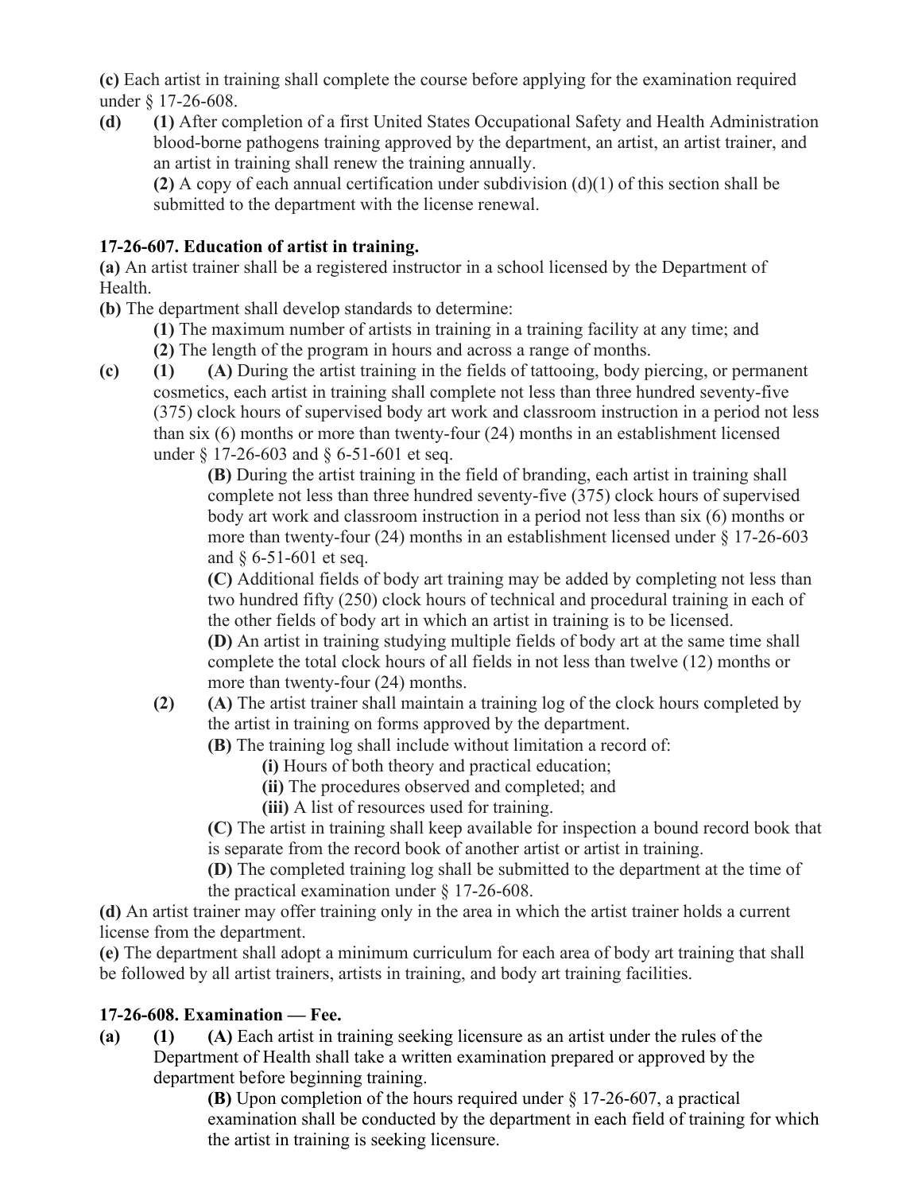**(c)** Each artist in training shall complete the course before applying for the examination required under § 17-26-608.

**(d)** **(1)** After completion of a first United States Occupational Safety and Health Administration blood-borne pathogens training approved by the department, an artist, an artist trainer, and an artist in training shall renew the training annually.

**(2)** A copy of each annual certification under subdivision (d)(1) of this section shall be submitted to the department with the license renewal.

### 17-26-607. Education of artist in training.

**(a)** An artist trainer shall be a registered instructor in a school licensed by the Department of Health.

**(b)** The department shall develop standards to determine:

**(1)** The maximum number of artists in training in a training facility at any time; and

**(2)** The length of the program in hours and across a range of months.

**(c)** **(1)** **(A)** During the artist training in the fields of tattooing, body piercing, or permanent cosmetics, each artist in training shall complete not less than three hundred seventy-five (375) clock hours of supervised body art work and classroom instruction in a period not less than six (6) months or more than twenty-four (24) months in an establishment licensed under § 17-26-603 and § 6-51-601 et seq.

**(B)** During the artist training in the field of branding, each artist in training shall complete not less than three hundred seventy-five (375) clock hours of supervised body art work and classroom instruction in a period not less than six (6) months or more than twenty-four (24) months in an establishment licensed under § 17-26-603 and § 6-51-601 et seq.

**(C)** Additional fields of body art training may be added by completing not less than two hundred fifty (250) clock hours of technical and procedural training in each of the other fields of body art in which an artist in training is to be licensed.

**(D)** An artist in training studying multiple fields of body art at the same time shall complete the total clock hours of all fields in not less than twelve (12) months or more than twenty-four (24) months.

**(2)** **(A)** The artist trainer shall maintain a training log of the clock hours completed by the artist in training on forms approved by the department.

**(B)** The training log shall include without limitation a record of:

**(i)** Hours of both theory and practical education;

**(ii)** The procedures observed and completed; and

**(iii)** A list of resources used for training.

**(C)** The artist in training shall keep available for inspection a bound record book that is separate from the record book of another artist or artist in training.

**(D)** The completed training log shall be submitted to the department at the time of the practical examination under § 17-26-608.

**(d)** An artist trainer may offer training only in the area in which the artist trainer holds a current license from the department.

**(e)** The department shall adopt a minimum curriculum for each area of body art training that shall be followed by all artist trainers, artists in training, and body art training facilities.

### 17-26-608. Examination — Fee.

**(a)** **(1)** **(A)** Each artist in training seeking licensure as an artist under the rules of the Department of Health shall take a written examination prepared or approved by the department before beginning training.

**(B)** Upon completion of the hours required under § 17-26-607, a practical examination shall be conducted by the department in each field of training for which the artist in training is seeking licensure.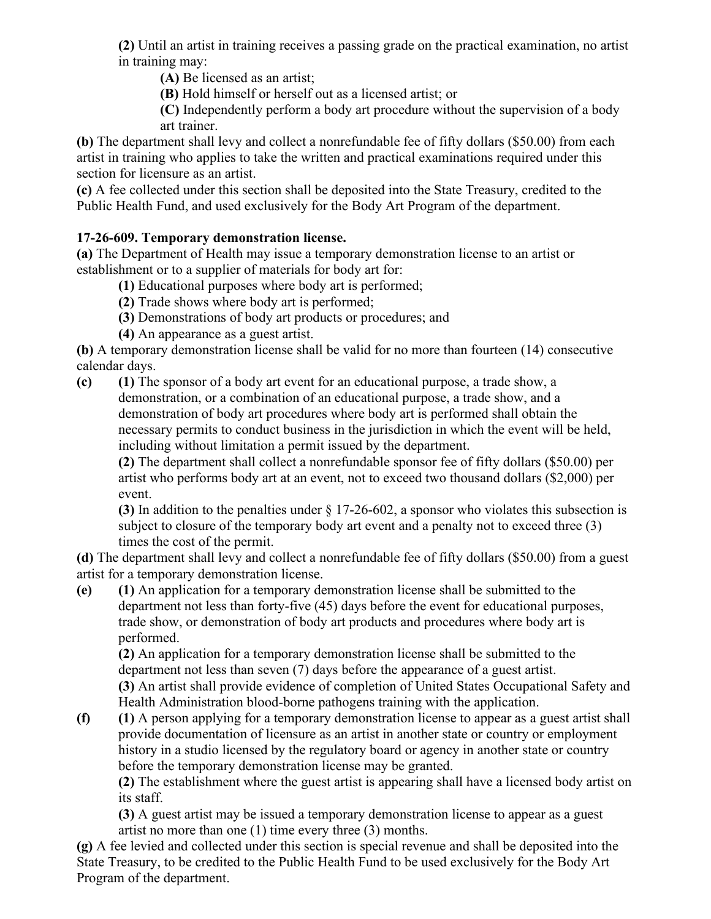**(2)** Until an artist in training receives a passing grade on the practical examination, no artist in training may:

**(A)** Be licensed as an artist;

**(B)** Hold himself or herself out as a licensed artist; or

**(C)** Independently perform a body art procedure without the supervision of a body art trainer.

**(b)** The department shall levy and collect a nonrefundable fee of fifty dollars ($50.00) from each artist in training who applies to take the written and practical examinations required under this section for licensure as an artist.

**(c)** A fee collected under this section shall be deposited into the State Treasury, credited to the Public Health Fund, and used exclusively for the Body Art Program of the department.

**17-26-609. Temporary demonstration license.**

**(a)** The Department of Health may issue a temporary demonstration license to an artist or establishment or to a supplier of materials for body art for:

**(1)** Educational purposes where body art is performed;

**(2)** Trade shows where body art is performed;

**(3)** Demonstrations of body art products or procedures; and

**(4)** An appearance as a guest artist.

**(b)** A temporary demonstration license shall be valid for no more than fourteen (14) consecutive calendar days.

**(c)** **(1)** The sponsor of a body art event for an educational purpose, a trade show, a demonstration, or a combination of an educational purpose, a trade show, and a demonstration of body art procedures where body art is performed shall obtain the necessary permits to conduct business in the jurisdiction in which the event will be held, including without limitation a permit issued by the department.

**(2)** The department shall collect a nonrefundable sponsor fee of fifty dollars ($50.00) per artist who performs body art at an event, not to exceed two thousand dollars ($2,000) per event.

**(3)** In addition to the penalties under § 17-26-602, a sponsor who violates this subsection is subject to closure of the temporary body art event and a penalty not to exceed three (3) times the cost of the permit.

**(d)** The department shall levy and collect a nonrefundable fee of fifty dollars ($50.00) from a guest artist for a temporary demonstration license.

**(e)** **(1)** An application for a temporary demonstration license shall be submitted to the department not less than forty-five (45) days before the event for educational purposes, trade show, or demonstration of body art products and procedures where body art is performed.

**(2)** An application for a temporary demonstration license shall be submitted to the department not less than seven (7) days before the appearance of a guest artist.

**(3)** An artist shall provide evidence of completion of United States Occupational Safety and Health Administration blood-borne pathogens training with the application.

**(f)** **(1)** A person applying for a temporary demonstration license to appear as a guest artist shall provide documentation of licensure as an artist in another state or country or employment history in a studio licensed by the regulatory board or agency in another state or country before the temporary demonstration license may be granted.

**(2)** The establishment where the guest artist is appearing shall have a licensed body artist on its staff.

**(3)** A guest artist may be issued a temporary demonstration license to appear as a guest artist no more than one (1) time every three (3) months.

**(g)** A fee levied and collected under this section is special revenue and shall be deposited into the State Treasury, to be credited to the Public Health Fund to be used exclusively for the Body Art Program of the department.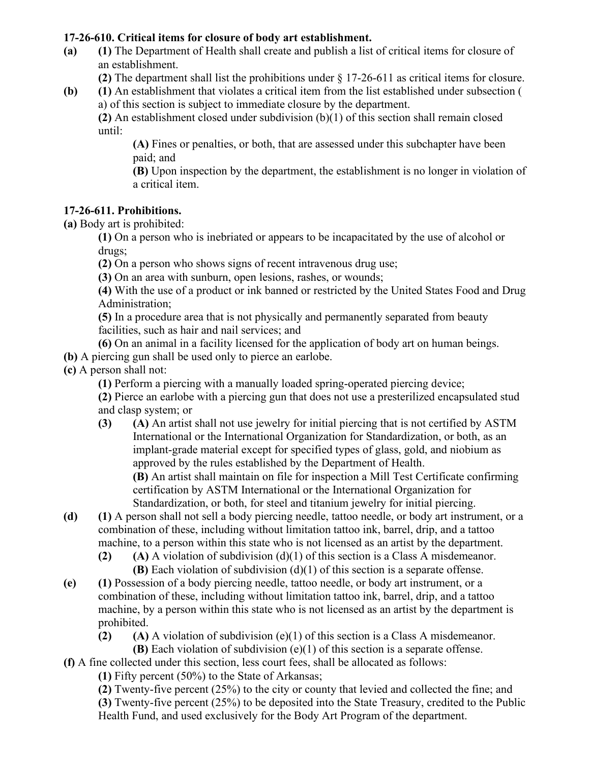**17-26-610. Critical items for closure of body art establishment.**

**(a)** **(1)** The Department of Health shall create and publish a list of critical items for closure of an establishment.

**(2)** The department shall list the prohibitions under § 17-26-611 as critical items for closure.

**(b)** **(1)** An establishment that violates a critical item from the list established under subsection (a) of this section is subject to immediate closure by the department.

**(2)** An establishment closed under subdivision (b)(1) of this section shall remain closed until:

**(A)** Fines or penalties, or both, that are assessed under this subchapter have been paid; and

**(B)** Upon inspection by the department, the establishment is no longer in violation of a critical item.

**17-26-611. Prohibitions.**

**(a)** Body art is prohibited:

**(1)** On a person who is inebriated or appears to be incapacitated by the use of alcohol or drugs;

**(2)** On a person who shows signs of recent intravenous drug use;

**(3)** On an area with sunburn, open lesions, rashes, or wounds;

**(4)** With the use of a product or ink banned or restricted by the United States Food and Drug Administration;

**(5)** In a procedure area that is not physically and permanently separated from beauty facilities, such as hair and nail services; and

**(6)** On an animal in a facility licensed for the application of body art on human beings.

**(b)** A piercing gun shall be used only to pierce an earlobe.

**(c)** A person shall not:

**(1)** Perform a piercing with a manually loaded spring-operated piercing device;

**(2)** Pierce an earlobe with a piercing gun that does not use a presterilized encapsulated stud and clasp system; or

**(3)** **(A)** An artist shall not use jewelry for initial piercing that is not certified by ASTM International or the International Organization for Standardization, or both, as an implant-grade material except for specified types of glass, gold, and niobium as approved by the rules established by the Department of Health.

**(B)** An artist shall maintain on file for inspection a Mill Test Certificate confirming certification by ASTM International or the International Organization for Standardization, or both, for steel and titanium jewelry for initial piercing.

**(d)** **(1)** A person shall not sell a body piercing needle, tattoo needle, or body art instrument, or a combination of these, including without limitation tattoo ink, barrel, drip, and a tattoo machine, to a person within this state who is not licensed as an artist by the department.

**(2)** **(A)** A violation of subdivision (d)(1) of this section is a Class A misdemeanor.

**(B)** Each violation of subdivision (d)(1) of this section is a separate offense.

**(e)** **(1)** Possession of a body piercing needle, tattoo needle, or body art instrument, or a combination of these, including without limitation tattoo ink, barrel, drip, and a tattoo machine, by a person within this state who is not licensed as an artist by the department is prohibited.

**(2)** **(A)** A violation of subdivision (e)(1) of this section is a Class A misdemeanor.

**(B)** Each violation of subdivision (e)(1) of this section is a separate offense.

**(f)** A fine collected under this section, less court fees, shall be allocated as follows:

**(1)** Fifty percent (50%) to the State of Arkansas;

**(2)** Twenty-five percent (25%) to the city or county that levied and collected the fine; and

**(3)** Twenty-five percent (25%) to be deposited into the State Treasury, credited to the Public Health Fund, and used exclusively for the Body Art Program of the department.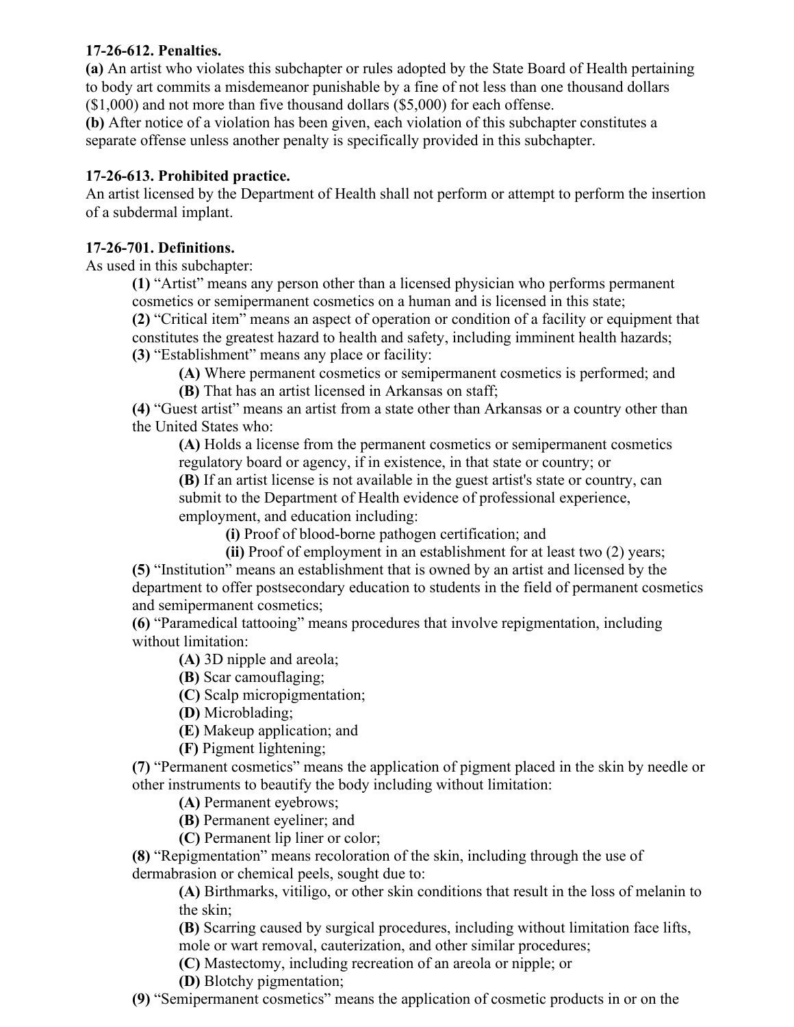**17-26-612. Penalties.**

**(a)** An artist who violates this subchapter or rules adopted by the State Board of Health pertaining to body art commits a misdemeanor punishable by a fine of not less than one thousand dollars ($1,000) and not more than five thousand dollars ($5,000) for each offense.

**(b)** After notice of a violation has been given, each violation of this subchapter constitutes a separate offense unless another penalty is specifically provided in this subchapter.

**17-26-613. Prohibited practice.**

An artist licensed by the Department of Health shall not perform or attempt to perform the insertion of a subdermal implant.

**17-26-701. Definitions.**

As used in this subchapter:

> **(1)** "Artist" means any person other than a licensed physician who performs permanent cosmetics or semipermanent cosmetics on a human and is licensed in this state;
>
> **(2)** "Critical item" means an aspect of operation or condition of a facility or equipment that constitutes the greatest hazard to health and safety, including imminent health hazards;
>
> **(3)** "Establishment" means any place or facility:
>
> > **(A)** Where permanent cosmetics or semipermanent cosmetics is performed; and
> >
> > **(B)** That has an artist licensed in Arkansas on staff;
>
> **(4)** "Guest artist" means an artist from a state other than Arkansas or a country other than the United States who:
>
> > **(A)** Holds a license from the permanent cosmetics or semipermanent cosmetics regulatory board or agency, if in existence, in that state or country; or
> >
> > **(B)** If an artist license is not available in the guest artist's state or country, can submit to the Department of Health evidence of professional experience, employment, and education including:
> >
> > > **(i)** Proof of blood-borne pathogen certification; and
> > >
> > > **(ii)** Proof of employment in an establishment for at least two (2) years;
>
> **(5)** "Institution" means an establishment that is owned by an artist and licensed by the department to offer postsecondary education to students in the field of permanent cosmetics and semipermanent cosmetics;
>
> **(6)** "Paramedical tattooing" means procedures that involve repigmentation, including without limitation:
>
> > **(A)** 3D nipple and areola;
> >
> > **(B)** Scar camouflaging;
> >
> > **(C)** Scalp micropigmentation;
> >
> > **(D)** Microblading;
> >
> > **(E)** Makeup application; and
> >
> > **(F)** Pigment lightening;
>
> **(7)** "Permanent cosmetics" means the application of pigment placed in the skin by needle or other instruments to beautify the body including without limitation:
>
> > **(A)** Permanent eyebrows;
> >
> > **(B)** Permanent eyeliner; and
> >
> > **(C)** Permanent lip liner or color;
>
> **(8)** "Repigmentation" means recoloration of the skin, including through the use of dermabrasion or chemical peels, sought due to:
>
> > **(A)** Birthmarks, vitiligo, or other skin conditions that result in the loss of melanin to the skin;
> >
> > **(B)** Scarring caused by surgical procedures, including without limitation face lifts, mole or wart removal, cauterization, and other similar procedures;
> >
> > **(C)** Mastectomy, including recreation of an areola or nipple; or
> >
> > **(D)** Blotchy pigmentation;
>
> **(9)** "Semipermanent cosmetics" means the application of cosmetic products in or on the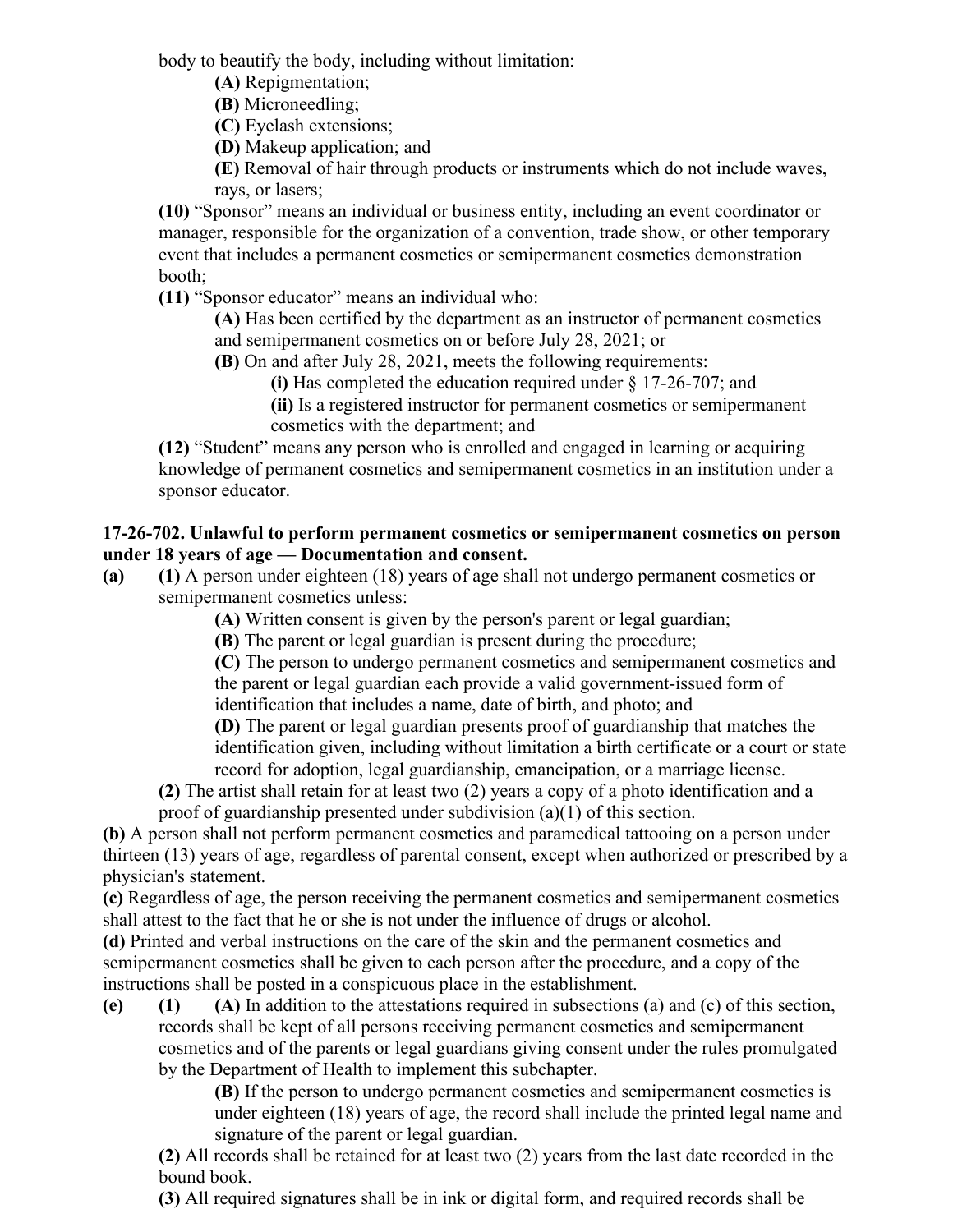body to beautify the body, including without limitation:

**(A)** Repigmentation;

**(B)** Microneedling;

**(C)** Eyelash extensions;

**(D)** Makeup application; and

**(E)** Removal of hair through products or instruments which do not include waves, rays, or lasers;

**(10)** "Sponsor" means an individual or business entity, including an event coordinator or manager, responsible for the organization of a convention, trade show, or other temporary event that includes a permanent cosmetics or semipermanent cosmetics demonstration booth;

**(11)** "Sponsor educator" means an individual who:

**(A)** Has been certified by the department as an instructor of permanent cosmetics and semipermanent cosmetics on or before July 28, 2021; or

**(B)** On and after July 28, 2021, meets the following requirements:

**(i)** Has completed the education required under § 17-26-707; and

**(ii)** Is a registered instructor for permanent cosmetics or semipermanent cosmetics with the department; and

**(12)** "Student" means any person who is enrolled and engaged in learning or acquiring knowledge of permanent cosmetics and semipermanent cosmetics in an institution under a sponsor educator.

**17-26-702. Unlawful to perform permanent cosmetics or semipermanent cosmetics on person under 18 years of age — Documentation and consent.**

**(a)** **(1)** A person under eighteen (18) years of age shall not undergo permanent cosmetics or semipermanent cosmetics unless:

**(A)** Written consent is given by the person's parent or legal guardian;

**(B)** The parent or legal guardian is present during the procedure;

**(C)** The person to undergo permanent cosmetics and semipermanent cosmetics and the parent or legal guardian each provide a valid government-issued form of identification that includes a name, date of birth, and photo; and

**(D)** The parent or legal guardian presents proof of guardianship that matches the identification given, including without limitation a birth certificate or a court or state record for adoption, legal guardianship, emancipation, or a marriage license.

**(2)** The artist shall retain for at least two (2) years a copy of a photo identification and a proof of guardianship presented under subdivision (a)(1) of this section.

**(b)** A person shall not perform permanent cosmetics and paramedical tattooing on a person under thirteen (13) years of age, regardless of parental consent, except when authorized or prescribed by a physician's statement.

**(c)** Regardless of age, the person receiving the permanent cosmetics and semipermanent cosmetics shall attest to the fact that he or she is not under the influence of drugs or alcohol.

**(d)** Printed and verbal instructions on the care of the skin and the permanent cosmetics and semipermanent cosmetics shall be given to each person after the procedure, and a copy of the instructions shall be posted in a conspicuous place in the establishment.

**(e)** **(1)** **(A)** In addition to the attestations required in subsections (a) and (c) of this section, records shall be kept of all persons receiving permanent cosmetics and semipermanent cosmetics and of the parents or legal guardians giving consent under the rules promulgated by the Department of Health to implement this subchapter.

**(B)** If the person to undergo permanent cosmetics and semipermanent cosmetics is under eighteen (18) years of age, the record shall include the printed legal name and signature of the parent or legal guardian.

**(2)** All records shall be retained for at least two (2) years from the last date recorded in the bound book.

**(3)** All required signatures shall be in ink or digital form, and required records shall be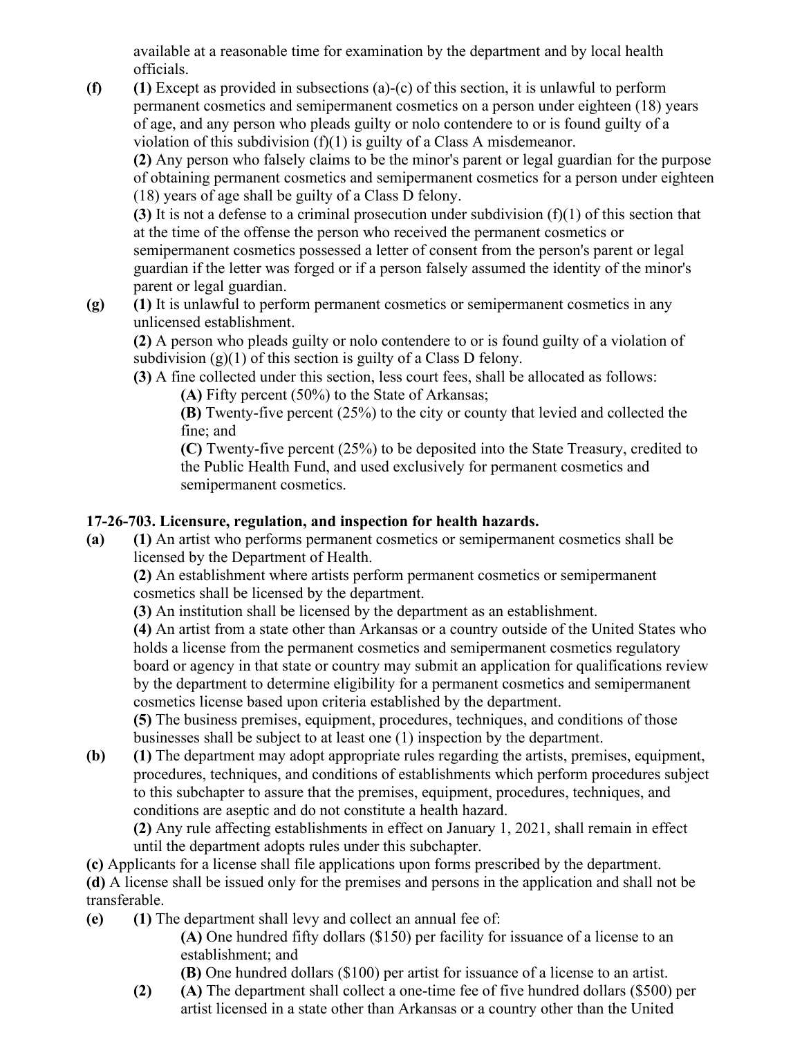available at a reasonable time for examination by the department and by local health officials.

**(f)** **(1)** Except as provided in subsections (a)-(c) of this section, it is unlawful to perform permanent cosmetics and semipermanent cosmetics on a person under eighteen (18) years of age, and any person who pleads guilty or nolo contendere to or is found guilty of a violation of this subdivision (f)(1) is guilty of a Class A misdemeanor.

**(2)** Any person who falsely claims to be the minor's parent or legal guardian for the purpose of obtaining permanent cosmetics and semipermanent cosmetics for a person under eighteen (18) years of age shall be guilty of a Class D felony.

**(3)** It is not a defense to a criminal prosecution under subdivision (f)(1) of this section that at the time of the offense the person who received the permanent cosmetics or semipermanent cosmetics possessed a letter of consent from the person's parent or legal guardian if the letter was forged or if a person falsely assumed the identity of the minor's parent or legal guardian.

**(g)** **(1)** It is unlawful to perform permanent cosmetics or semipermanent cosmetics in any unlicensed establishment.

**(2)** A person who pleads guilty or nolo contendere to or is found guilty of a violation of subdivision (g)(1) of this section is guilty of a Class D felony.

**(3)** A fine collected under this section, less court fees, shall be allocated as follows:

**(A)** Fifty percent (50%) to the State of Arkansas;

**(B)** Twenty-five percent (25%) to the city or county that levied and collected the fine; and

**(C)** Twenty-five percent (25%) to be deposited into the State Treasury, credited to the Public Health Fund, and used exclusively for permanent cosmetics and semipermanent cosmetics.

### 17-26-703. Licensure, regulation, and inspection for health hazards.

**(a)** **(1)** An artist who performs permanent cosmetics or semipermanent cosmetics shall be licensed by the Department of Health.

**(2)** An establishment where artists perform permanent cosmetics or semipermanent cosmetics shall be licensed by the department.

**(3)** An institution shall be licensed by the department as an establishment.

**(4)** An artist from a state other than Arkansas or a country outside of the United States who holds a license from the permanent cosmetics and semipermanent cosmetics regulatory board or agency in that state or country may submit an application for qualifications review by the department to determine eligibility for a permanent cosmetics and semipermanent cosmetics license based upon criteria established by the department.

**(5)** The business premises, equipment, procedures, techniques, and conditions of those businesses shall be subject to at least one (1) inspection by the department.

**(b)** **(1)** The department may adopt appropriate rules regarding the artists, premises, equipment, procedures, techniques, and conditions of establishments which perform procedures subject to this subchapter to assure that the premises, equipment, procedures, techniques, and conditions are aseptic and do not constitute a health hazard.

**(2)** Any rule affecting establishments in effect on January 1, 2021, shall remain in effect until the department adopts rules under this subchapter.

**(c)** Applicants for a license shall file applications upon forms prescribed by the department.

**(d)** A license shall be issued only for the premises and persons in the application and shall not be transferable.

**(e)** **(1)** The department shall levy and collect an annual fee of:

**(A)** One hundred fifty dollars ($150) per facility for issuance of a license to an establishment; and

**(B)** One hundred dollars ($100) per artist for issuance of a license to an artist.

**(2)** **(A)** The department shall collect a one-time fee of five hundred dollars ($500) per artist licensed in a state other than Arkansas or a country other than the United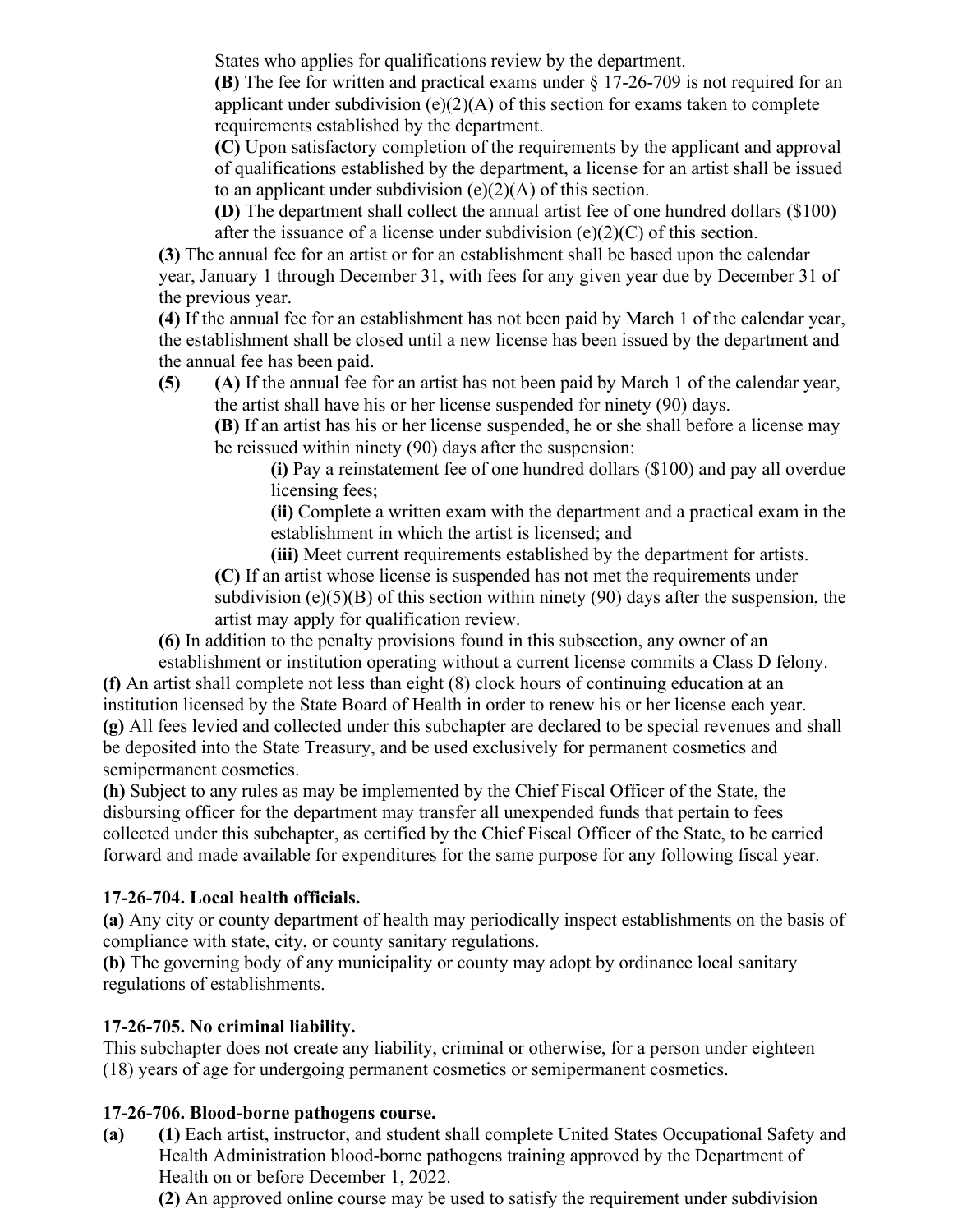States who applies for qualifications review by the department.

**(B)** The fee for written and practical exams under § 17-26-709 is not required for an applicant under subdivision (e)(2)(A) of this section for exams taken to complete requirements established by the department.

**(C)** Upon satisfactory completion of the requirements by the applicant and approval of qualifications established by the department, a license for an artist shall be issued to an applicant under subdivision (e)(2)(A) of this section.

**(D)** The department shall collect the annual artist fee of one hundred dollars ($100) after the issuance of a license under subdivision (e)(2)(C) of this section.

**(3)** The annual fee for an artist or for an establishment shall be based upon the calendar year, January 1 through December 31, with fees for any given year due by December 31 of the previous year.

**(4)** If the annual fee for an establishment has not been paid by March 1 of the calendar year, the establishment shall be closed until a new license has been issued by the department and the annual fee has been paid.

**(5)** **(A)** If the annual fee for an artist has not been paid by March 1 of the calendar year, the artist shall have his or her license suspended for ninety (90) days.

**(B)** If an artist has his or her license suspended, he or she shall before a license may be reissued within ninety (90) days after the suspension:

**(i)** Pay a reinstatement fee of one hundred dollars ($100) and pay all overdue licensing fees;

**(ii)** Complete a written exam with the department and a practical exam in the establishment in which the artist is licensed; and

**(iii)** Meet current requirements established by the department for artists.

**(C)** If an artist whose license is suspended has not met the requirements under subdivision (e)(5)(B) of this section within ninety (90) days after the suspension, the artist may apply for qualification review.

**(6)** In addition to the penalty provisions found in this subsection, any owner of an establishment or institution operating without a current license commits a Class D felony.

**(f)** An artist shall complete not less than eight (8) clock hours of continuing education at an institution licensed by the State Board of Health in order to renew his or her license each year.

**(g)** All fees levied and collected under this subchapter are declared to be special revenues and shall be deposited into the State Treasury, and be used exclusively for permanent cosmetics and semipermanent cosmetics.

**(h)** Subject to any rules as may be implemented by the Chief Fiscal Officer of the State, the disbursing officer for the department may transfer all unexpended funds that pertain to fees collected under this subchapter, as certified by the Chief Fiscal Officer of the State, to be carried forward and made available for expenditures for the same purpose for any following fiscal year.

### 17-26-704. Local health officials.

**(a)** Any city or county department of health may periodically inspect establishments on the basis of compliance with state, city, or county sanitary regulations.

**(b)** The governing body of any municipality or county may adopt by ordinance local sanitary regulations of establishments.

### 17-26-705. No criminal liability.

This subchapter does not create any liability, criminal or otherwise, for a person under eighteen (18) years of age for undergoing permanent cosmetics or semipermanent cosmetics.

### 17-26-706. Blood-borne pathogens course.

**(a)** **(1)** Each artist, instructor, and student shall complete United States Occupational Safety and Health Administration blood-borne pathogens training approved by the Department of Health on or before December 1, 2022.

**(2)** An approved online course may be used to satisfy the requirement under subdivision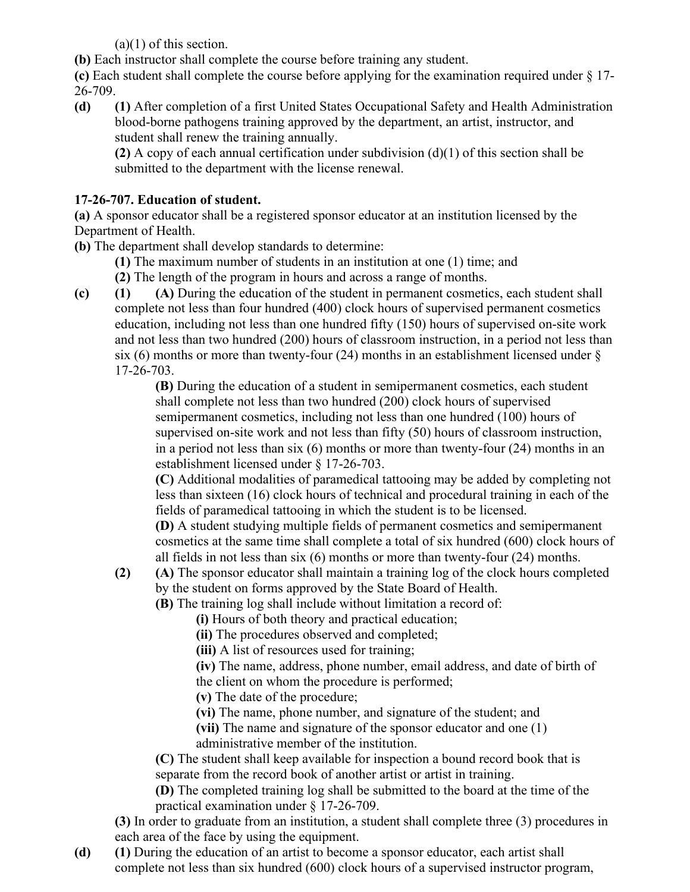(a)(1) of this section.

**(b)** Each instructor shall complete the course before training any student.

**(c)** Each student shall complete the course before applying for the examination required under § 17-26-709.

**(d)** **(1)** After completion of a first United States Occupational Safety and Health Administration blood-borne pathogens training approved by the department, an artist, instructor, and student shall renew the training annually.

**(2)** A copy of each annual certification under subdivision (d)(1) of this section shall be submitted to the department with the license renewal.

**17-26-707. Education of student.**

**(a)** A sponsor educator shall be a registered sponsor educator at an institution licensed by the Department of Health.

**(b)** The department shall develop standards to determine:

**(1)** The maximum number of students in an institution at one (1) time; and

**(2)** The length of the program in hours and across a range of months.

**(c)** **(1)** **(A)** During the education of the student in permanent cosmetics, each student shall complete not less than four hundred (400) clock hours of supervised permanent cosmetics education, including not less than one hundred fifty (150) hours of supervised on-site work and not less than two hundred (200) hours of classroom instruction, in a period not less than six (6) months or more than twenty-four (24) months in an establishment licensed under § 17-26-703.

**(B)** During the education of a student in semipermanent cosmetics, each student shall complete not less than two hundred (200) clock hours of supervised semipermanent cosmetics, including not less than one hundred (100) hours of supervised on-site work and not less than fifty (50) hours of classroom instruction, in a period not less than six (6) months or more than twenty-four (24) months in an establishment licensed under § 17-26-703.

**(C)** Additional modalities of paramedical tattooing may be added by completing not less than sixteen (16) clock hours of technical and procedural training in each of the fields of paramedical tattooing in which the student is to be licensed.

**(D)** A student studying multiple fields of permanent cosmetics and semipermanent cosmetics at the same time shall complete a total of six hundred (600) clock hours of all fields in not less than six (6) months or more than twenty-four (24) months.

**(2)** **(A)** The sponsor educator shall maintain a training log of the clock hours completed by the student on forms approved by the State Board of Health.

**(B)** The training log shall include without limitation a record of:

**(i)** Hours of both theory and practical education;

**(ii)** The procedures observed and completed;

**(iii)** A list of resources used for training;

**(iv)** The name, address, phone number, email address, and date of birth of the client on whom the procedure is performed;

**(v)** The date of the procedure;

**(vi)** The name, phone number, and signature of the student; and

**(vii)** The name and signature of the sponsor educator and one (1) administrative member of the institution.

**(C)** The student shall keep available for inspection a bound record book that is separate from the record book of another artist or artist in training.

**(D)** The completed training log shall be submitted to the board at the time of the practical examination under § 17-26-709.

**(3)** In order to graduate from an institution, a student shall complete three (3) procedures in each area of the face by using the equipment.

**(d)** **(1)** During the education of an artist to become a sponsor educator, each artist shall complete not less than six hundred (600) clock hours of a supervised instructor program,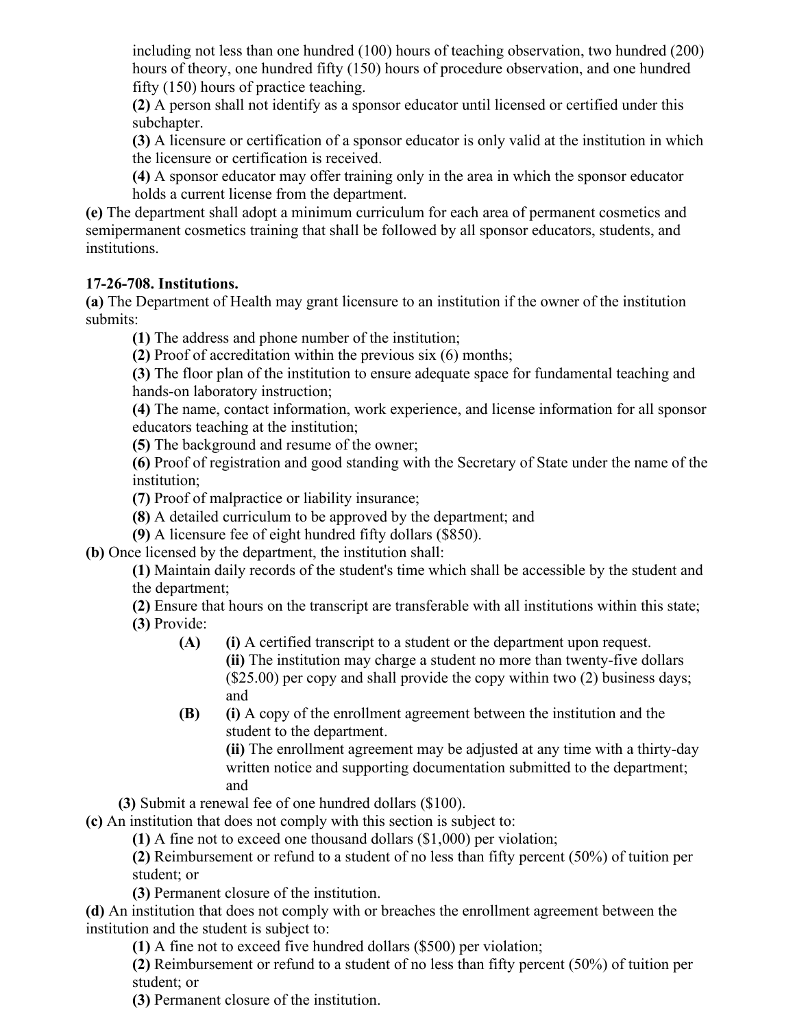including not less than one hundred (100) hours of teaching observation, two hundred (200) hours of theory, one hundred fifty (150) hours of procedure observation, and one hundred fifty (150) hours of practice teaching.

**(2)** A person shall not identify as a sponsor educator until licensed or certified under this subchapter.

**(3)** A licensure or certification of a sponsor educator is only valid at the institution in which the licensure or certification is received.

**(4)** A sponsor educator may offer training only in the area in which the sponsor educator holds a current license from the department.

**(e)** The department shall adopt a minimum curriculum for each area of permanent cosmetics and semipermanent cosmetics training that shall be followed by all sponsor educators, students, and institutions.

**17-26-708. Institutions.**

**(a)** The Department of Health may grant licensure to an institution if the owner of the institution submits:

**(1)** The address and phone number of the institution;

**(2)** Proof of accreditation within the previous six (6) months;

**(3)** The floor plan of the institution to ensure adequate space for fundamental teaching and hands-on laboratory instruction;

**(4)** The name, contact information, work experience, and license information for all sponsor educators teaching at the institution;

**(5)** The background and resume of the owner;

**(6)** Proof of registration and good standing with the Secretary of State under the name of the institution;

**(7)** Proof of malpractice or liability insurance;

**(8)** A detailed curriculum to be approved by the department; and

**(9)** A licensure fee of eight hundred fifty dollars ($850).

**(b)** Once licensed by the department, the institution shall:

**(1)** Maintain daily records of the student's time which shall be accessible by the student and the department;

**(2)** Ensure that hours on the transcript are transferable with all institutions within this state;

**(3)** Provide:

**(A)** **(i)** A certified transcript to a student or the department upon request.

**(ii)** The institution may charge a student no more than twenty-five dollars ($25.00) per copy and shall provide the copy within two (2) business days; and

**(B)** **(i)** A copy of the enrollment agreement between the institution and the student to the department.

**(ii)** The enrollment agreement may be adjusted at any time with a thirty-day written notice and supporting documentation submitted to the department; and

**(3)** Submit a renewal fee of one hundred dollars ($100).

**(c)** An institution that does not comply with this section is subject to:

**(1)** A fine not to exceed one thousand dollars ($1,000) per violation;

**(2)** Reimbursement or refund to a student of no less than fifty percent (50%) of tuition per student; or

**(3)** Permanent closure of the institution.

**(d)** An institution that does not comply with or breaches the enrollment agreement between the institution and the student is subject to:

**(1)** A fine not to exceed five hundred dollars ($500) per violation;

**(2)** Reimbursement or refund to a student of no less than fifty percent (50%) of tuition per student; or

**(3)** Permanent closure of the institution.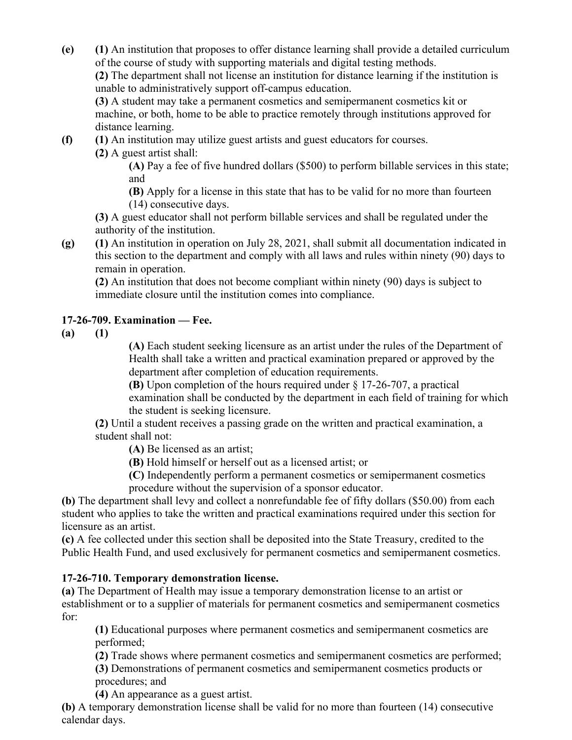**(e)** **(1)** An institution that proposes to offer distance learning shall provide a detailed curriculum of the course of study with supporting materials and digital testing methods.

**(2)** The department shall not license an institution for distance learning if the institution is unable to administratively support off-campus education.

**(3)** A student may take a permanent cosmetics and semipermanent cosmetics kit or machine, or both, home to be able to practice remotely through institutions approved for distance learning.

**(f)** **(1)** An institution may utilize guest artists and guest educators for courses.

**(2)** A guest artist shall:

**(A)** Pay a fee of five hundred dollars ($500) to perform billable services in this state; and

**(B)** Apply for a license in this state that has to be valid for no more than fourteen (14) consecutive days.

**(3)** A guest educator shall not perform billable services and shall be regulated under the authority of the institution.

**(g)** **(1)** An institution in operation on July 28, 2021, shall submit all documentation indicated in this section to the department and comply with all laws and rules within ninety (90) days to remain in operation.

**(2)** An institution that does not become compliant within ninety (90) days is subject to immediate closure until the institution comes into compliance.

**17-26-709. Examination — Fee.**

**(a)** **(1)**

**(A)** Each student seeking licensure as an artist under the rules of the Department of Health shall take a written and practical examination prepared or approved by the department after completion of education requirements.

**(B)** Upon completion of the hours required under § 17-26-707, a practical examination shall be conducted by the department in each field of training for which the student is seeking licensure.

**(2)** Until a student receives a passing grade on the written and practical examination, a student shall not:

**(A)** Be licensed as an artist;

**(B)** Hold himself or herself out as a licensed artist; or

**(C)** Independently perform a permanent cosmetics or semipermanent cosmetics procedure without the supervision of a sponsor educator.

**(b)** The department shall levy and collect a nonrefundable fee of fifty dollars ($50.00) from each student who applies to take the written and practical examinations required under this section for licensure as an artist.

**(c)** A fee collected under this section shall be deposited into the State Treasury, credited to the Public Health Fund, and used exclusively for permanent cosmetics and semipermanent cosmetics.

**17-26-710. Temporary demonstration license.**

**(a)** The Department of Health may issue a temporary demonstration license to an artist or establishment or to a supplier of materials for permanent cosmetics and semipermanent cosmetics for:

**(1)** Educational purposes where permanent cosmetics and semipermanent cosmetics are performed;

**(2)** Trade shows where permanent cosmetics and semipermanent cosmetics are performed;

**(3)** Demonstrations of permanent cosmetics and semipermanent cosmetics products or procedures; and

**(4)** An appearance as a guest artist.

**(b)** A temporary demonstration license shall be valid for no more than fourteen (14) consecutive calendar days.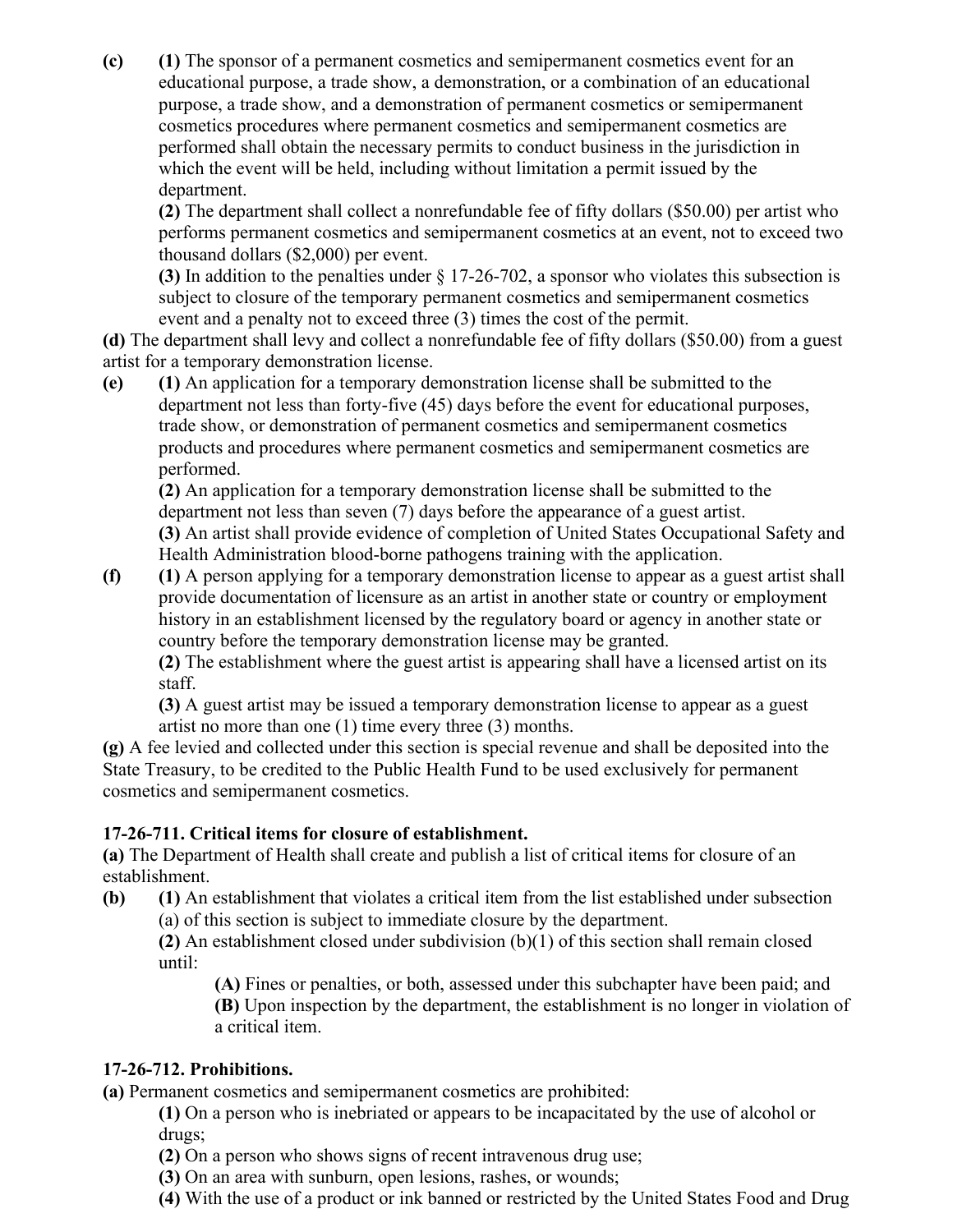**(c)** **(1)** The sponsor of a permanent cosmetics and semipermanent cosmetics event for an educational purpose, a trade show, a demonstration, or a combination of an educational purpose, a trade show, and a demonstration of permanent cosmetics or semipermanent cosmetics procedures where permanent cosmetics and semipermanent cosmetics are performed shall obtain the necessary permits to conduct business in the jurisdiction in which the event will be held, including without limitation a permit issued by the department.

**(2)** The department shall collect a nonrefundable fee of fifty dollars ($50.00) per artist who performs permanent cosmetics and semipermanent cosmetics at an event, not to exceed two thousand dollars ($2,000) per event.

**(3)** In addition to the penalties under § 17-26-702, a sponsor who violates this subsection is subject to closure of the temporary permanent cosmetics and semipermanent cosmetics event and a penalty not to exceed three (3) times the cost of the permit.

**(d)** The department shall levy and collect a nonrefundable fee of fifty dollars ($50.00) from a guest artist for a temporary demonstration license.

**(e)** **(1)** An application for a temporary demonstration license shall be submitted to the department not less than forty-five (45) days before the event for educational purposes, trade show, or demonstration of permanent cosmetics and semipermanent cosmetics products and procedures where permanent cosmetics and semipermanent cosmetics are performed.

**(2)** An application for a temporary demonstration license shall be submitted to the department not less than seven (7) days before the appearance of a guest artist.

**(3)** An artist shall provide evidence of completion of United States Occupational Safety and Health Administration blood-borne pathogens training with the application.

**(f)** **(1)** A person applying for a temporary demonstration license to appear as a guest artist shall provide documentation of licensure as an artist in another state or country or employment history in an establishment licensed by the regulatory board or agency in another state or country before the temporary demonstration license may be granted.

**(2)** The establishment where the guest artist is appearing shall have a licensed artist on its staff.

**(3)** A guest artist may be issued a temporary demonstration license to appear as a guest artist no more than one (1) time every three (3) months.

**(g)** A fee levied and collected under this section is special revenue and shall be deposited into the State Treasury, to be credited to the Public Health Fund to be used exclusively for permanent cosmetics and semipermanent cosmetics.

### 17-26-711. Critical items for closure of establishment.

**(a)** The Department of Health shall create and publish a list of critical items for closure of an establishment.

**(b)** **(1)** An establishment that violates a critical item from the list established under subsection (a) of this section is subject to immediate closure by the department.

**(2)** An establishment closed under subdivision (b)(1) of this section shall remain closed until:

**(A)** Fines or penalties, or both, assessed under this subchapter have been paid; and

**(B)** Upon inspection by the department, the establishment is no longer in violation of a critical item.

### 17-26-712. Prohibitions.

**(a)** Permanent cosmetics and semipermanent cosmetics are prohibited:

**(1)** On a person who is inebriated or appears to be incapacitated by the use of alcohol or drugs;

**(2)** On a person who shows signs of recent intravenous drug use;

**(3)** On an area with sunburn, open lesions, rashes, or wounds;

**(4)** With the use of a product or ink banned or restricted by the United States Food and Drug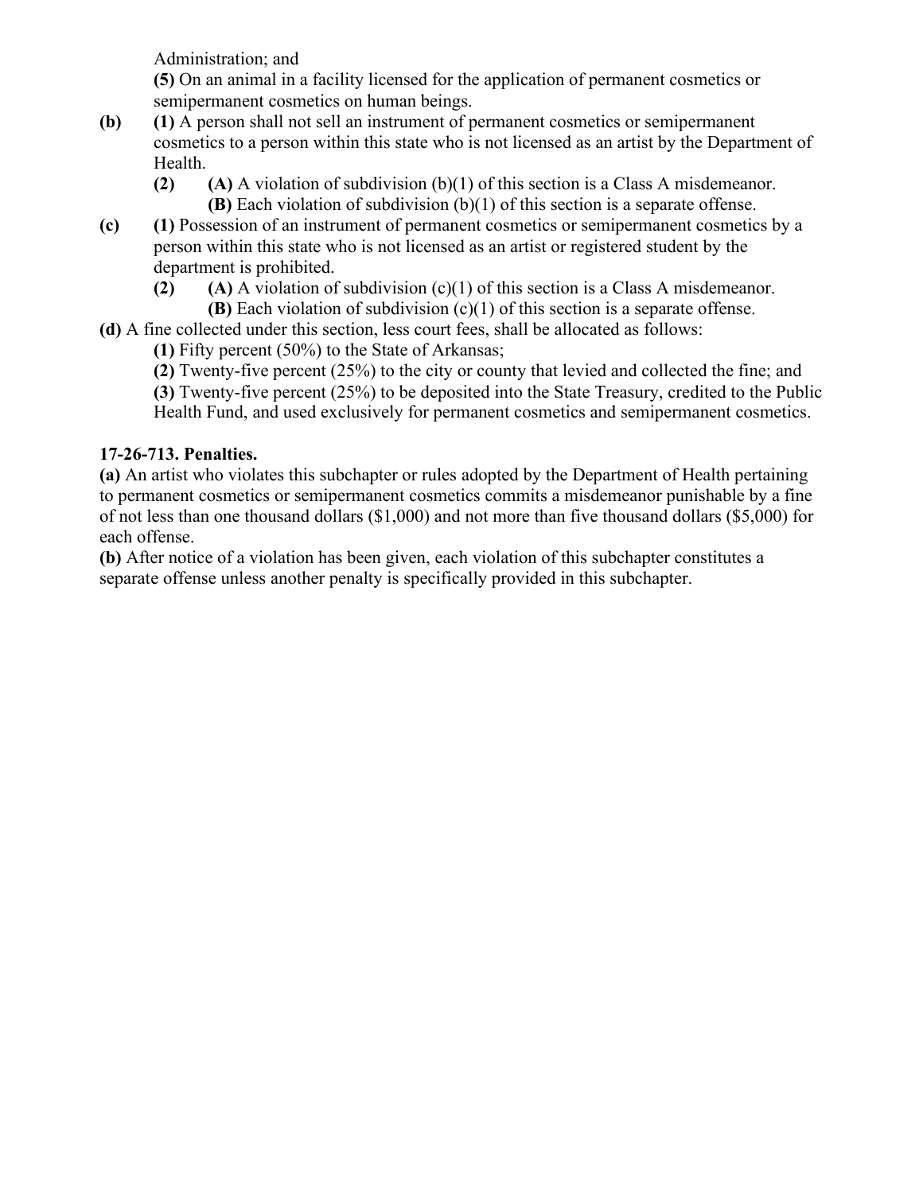Administration; and

**(5)** On an animal in a facility licensed for the application of permanent cosmetics or semipermanent cosmetics on human beings.

**(b)** **(1)** A person shall not sell an instrument of permanent cosmetics or semipermanent cosmetics to a person within this state who is not licensed as an artist by the Department of Health.

**(2)** **(A)** A violation of subdivision (b)(1) of this section is a Class A misdemeanor.

**(B)** Each violation of subdivision (b)(1) of this section is a separate offense.

**(c)** **(1)** Possession of an instrument of permanent cosmetics or semipermanent cosmetics by a person within this state who is not licensed as an artist or registered student by the department is prohibited.

**(2)** **(A)** A violation of subdivision (c)(1) of this section is a Class A misdemeanor.

**(B)** Each violation of subdivision (c)(1) of this section is a separate offense.

**(d)** A fine collected under this section, less court fees, shall be allocated as follows:

**(1)** Fifty percent (50%) to the State of Arkansas;

**(2)** Twenty-five percent (25%) to the city or county that levied and collected the fine; and

**(3)** Twenty-five percent (25%) to be deposited into the State Treasury, credited to the Public Health Fund, and used exclusively for permanent cosmetics and semipermanent cosmetics.

**17-26-713. Penalties.**

**(a)** An artist who violates this subchapter or rules adopted by the Department of Health pertaining to permanent cosmetics or semipermanent cosmetics commits a misdemeanor punishable by a fine of not less than one thousand dollars ($1,000) and not more than five thousand dollars ($5,000) for each offense.

**(b)** After notice of a violation has been given, each violation of this subchapter constitutes a separate offense unless another penalty is specifically provided in this subchapter.